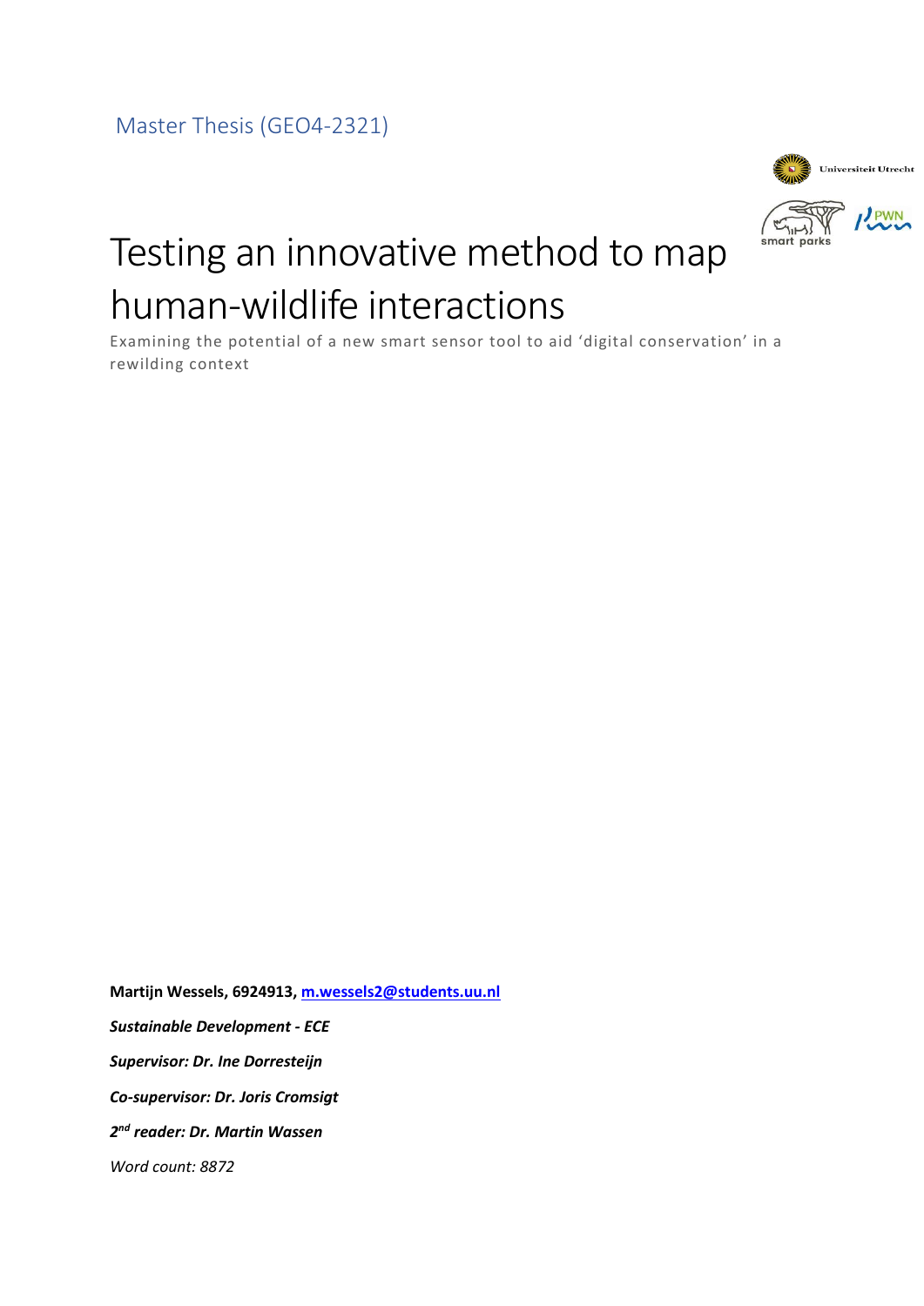Master Thesis (GEO4-2321)

# Testing an innovative method to map human-wildlife interactions

Examining the potential of a new smart sensor tool to aid 'digital conservation' in a rewilding context

**Martijn Wessels, 6924913, [m.wessels2@students.uu.nl](mailto:m.wessels2@students.uu.nl)**

***Sustainable Development - ECE***

***Supervisor: Dr. Ine Dorresteijn***

***Co-supervisor: Dr. Joris Cromsigt***

***2nd reader: Dr. Martin Wassen***

*Word count: 8872*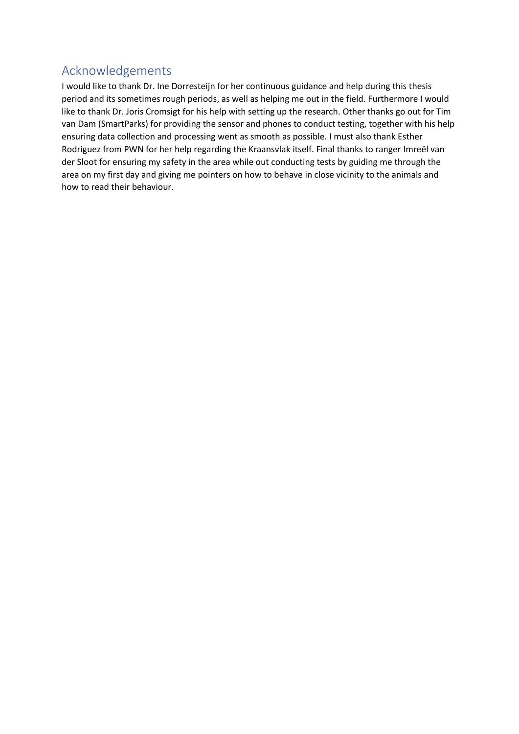## Acknowledgements

I would like to thank Dr. Ine Dorresteijn for her continuous guidance and help during this thesis period and its sometimes rough periods, as well as helping me out in the field. Furthermore I would like to thank Dr. Joris Cromsigt for his help with setting up the research. Other thanks go out for Tim van Dam (SmartParks) for providing the sensor and phones to conduct testing, together with his help ensuring data collection and processing went as smooth as possible. I must also thank Esther Rodriguez from PWN for her help regarding the Kraansvlak itself. Final thanks to ranger Imreël van der Sloot for ensuring my safety in the area while out conducting tests by guiding me through the area on my first day and giving me pointers on how to behave in close vicinity to the animals and how to read their behaviour.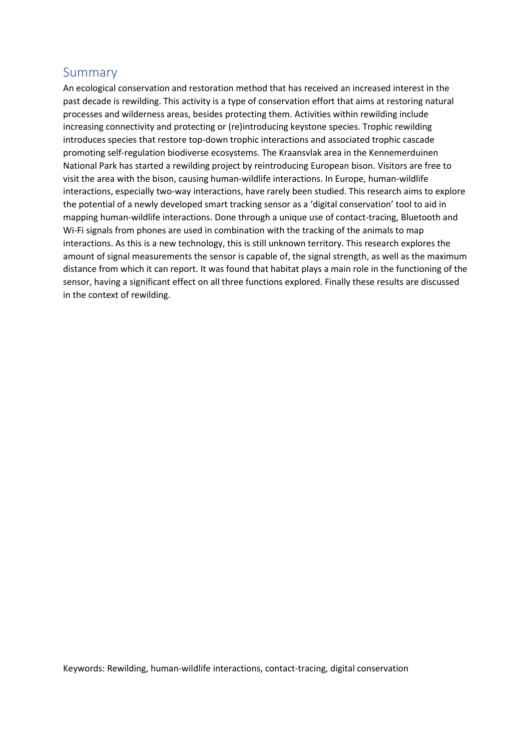## Summary

An ecological conservation and restoration method that has received an increased interest in the past decade is rewilding. This activity is a type of conservation effort that aims at restoring natural processes and wilderness areas, besides protecting them. Activities within rewilding include increasing connectivity and protecting or (re)introducing keystone species. Trophic rewilding introduces species that restore top-down trophic interactions and associated trophic cascade promoting self-regulation biodiverse ecosystems. The Kraansvlak area in the Kennemerduinen National Park has started a rewilding project by reintroducing European bison. Visitors are free to visit the area with the bison, causing human-wildlife interactions. In Europe, human-wildlife interactions, especially two-way interactions, have rarely been studied. This research aims to explore the potential of a newly developed smart tracking sensor as a 'digital conservation' tool to aid in mapping human-wildlife interactions. Done through a unique use of contact-tracing, Bluetooth and Wi-Fi signals from phones are used in combination with the tracking of the animals to map interactions. As this is a new technology, this is still unknown territory. This research explores the amount of signal measurements the sensor is capable of, the signal strength, as well as the maximum distance from which it can report. It was found that habitat plays a main role in the functioning of the sensor, having a significant effect on all three functions explored. Finally these results are discussed in the context of rewilding.

Keywords: Rewilding, human-wildlife interactions, contact-tracing, digital conservation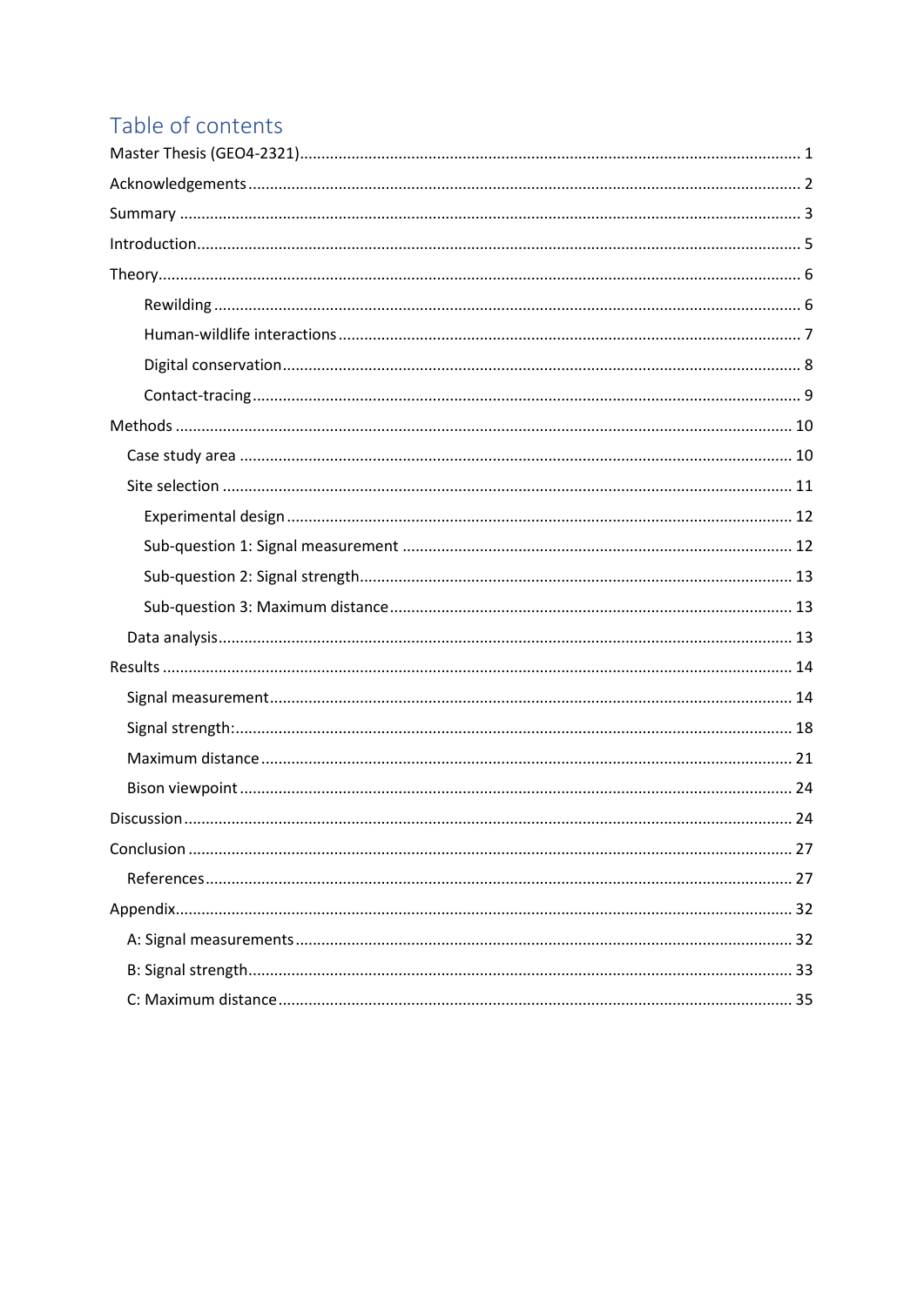# Table of contents

Master Thesis (GEO4-2321) ... 1

Acknowledgements ... 2

Summary ... 3

Introduction ... 5

Theory ... 6

- Rewilding ... 6
- Human-wildlife interactions ... 7
- Digital conservation ... 8
- Contact-tracing ... 9

Methods ... 10

- Case study area ... 10
- Site selection ... 11
  - Experimental design ... 12
  - Sub-question 1: Signal measurement ... 12
  - Sub-question 2: Signal strength ... 13
  - Sub-question 3: Maximum distance ... 13
- Data analysis ... 13

Results ... 14

- Signal measurement ... 14
- Signal strength: ... 18
- Maximum distance ... 21
- Bison viewpoint ... 24

Discussion ... 24

Conclusion ... 27

- References ... 27

Appendix ... 32

- A: Signal measurements ... 32
- B: Signal strength ... 33
- C: Maximum distance ... 35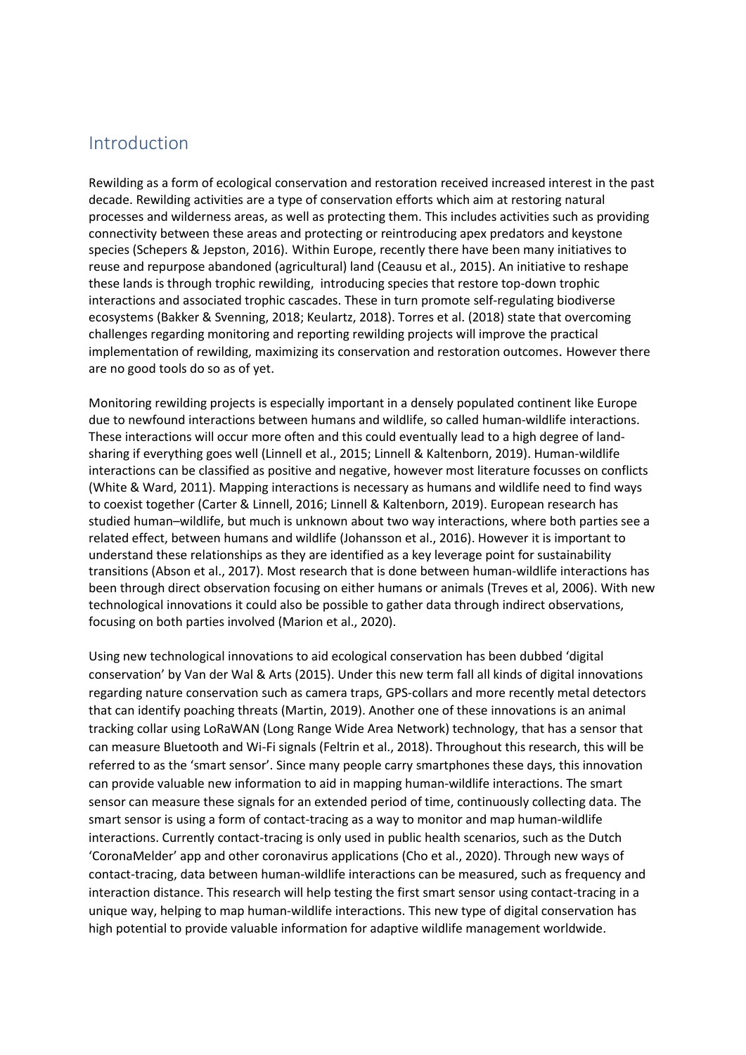## Introduction

Rewilding as a form of ecological conservation and restoration received increased interest in the past decade. Rewilding activities are a type of conservation efforts which aim at restoring natural processes and wilderness areas, as well as protecting them. This includes activities such as providing connectivity between these areas and protecting or reintroducing apex predators and keystone species (Schepers & Jepston, 2016). Within Europe, recently there have been many initiatives to reuse and repurpose abandoned (agricultural) land (Ceausu et al., 2015). An initiative to reshape these lands is through trophic rewilding, introducing species that restore top-down trophic interactions and associated trophic cascades. These in turn promote self-regulating biodiverse ecosystems (Bakker & Svenning, 2018; Keulartz, 2018). Torres et al. (2018) state that overcoming challenges regarding monitoring and reporting rewilding projects will improve the practical implementation of rewilding, maximizing its conservation and restoration outcomes. However there are no good tools do so as of yet.

Monitoring rewilding projects is especially important in a densely populated continent like Europe due to newfound interactions between humans and wildlife, so called human-wildlife interactions. These interactions will occur more often and this could eventually lead to a high degree of land-sharing if everything goes well (Linnell et al., 2015; Linnell & Kaltenborn, 2019). Human-wildlife interactions can be classified as positive and negative, however most literature focusses on conflicts (White & Ward, 2011). Mapping interactions is necessary as humans and wildlife need to find ways to coexist together (Carter & Linnell, 2016; Linnell & Kaltenborn, 2019). European research has studied human–wildlife, but much is unknown about two way interactions, where both parties see a related effect, between humans and wildlife (Johansson et al., 2016). However it is important to understand these relationships as they are identified as a key leverage point for sustainability transitions (Abson et al., 2017). Most research that is done between human-wildlife interactions has been through direct observation focusing on either humans or animals (Treves et al, 2006). With new technological innovations it could also be possible to gather data through indirect observations, focusing on both parties involved (Marion et al., 2020).

Using new technological innovations to aid ecological conservation has been dubbed 'digital conservation' by Van der Wal & Arts (2015). Under this new term fall all kinds of digital innovations regarding nature conservation such as camera traps, GPS-collars and more recently metal detectors that can identify poaching threats (Martin, 2019). Another one of these innovations is an animal tracking collar using LoRaWAN (Long Range Wide Area Network) technology, that has a sensor that can measure Bluetooth and Wi-Fi signals (Feltrin et al., 2018). Throughout this research, this will be referred to as the 'smart sensor'. Since many people carry smartphones these days, this innovation can provide valuable new information to aid in mapping human-wildlife interactions. The smart sensor can measure these signals for an extended period of time, continuously collecting data. The smart sensor is using a form of contact-tracing as a way to monitor and map human-wildlife interactions. Currently contact-tracing is only used in public health scenarios, such as the Dutch 'CoronaMelder' app and other coronavirus applications (Cho et al., 2020). Through new ways of contact-tracing, data between human-wildlife interactions can be measured, such as frequency and interaction distance. This research will help testing the first smart sensor using contact-tracing in a unique way, helping to map human-wildlife interactions. This new type of digital conservation has high potential to provide valuable information for adaptive wildlife management worldwide.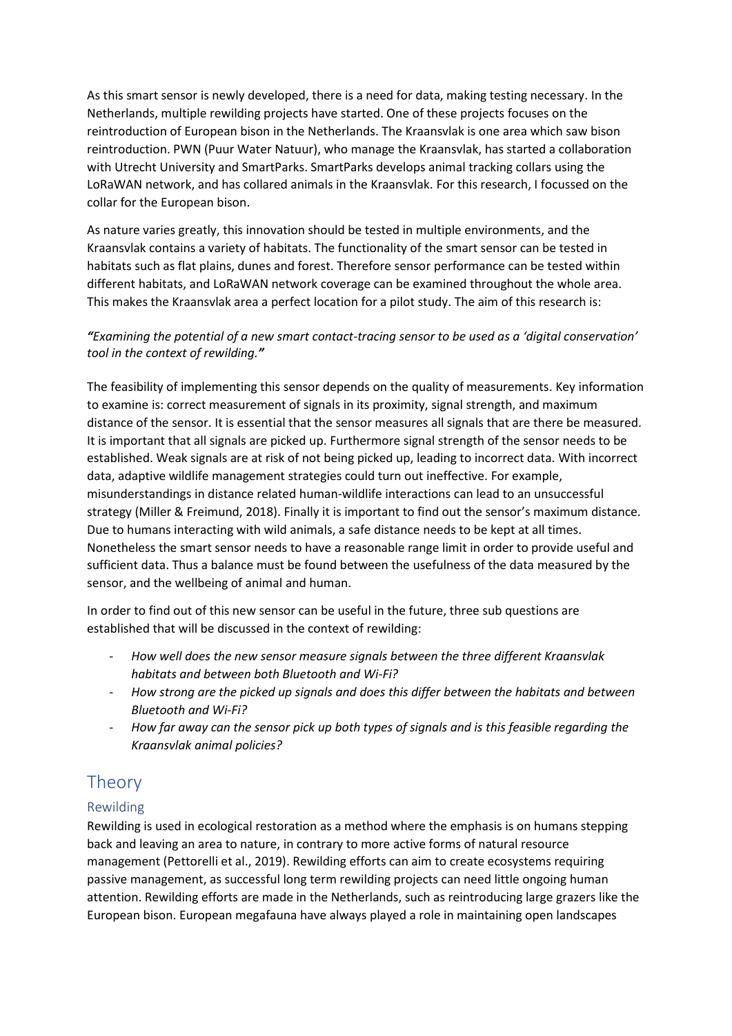As this smart sensor is newly developed, there is a need for data, making testing necessary. In the Netherlands, multiple rewilding projects have started. One of these projects focuses on the reintroduction of European bison in the Netherlands. The Kraansvlak is one area which saw bison reintroduction. PWN (Puur Water Natuur), who manage the Kraansvlak, has started a collaboration with Utrecht University and SmartParks. SmartParks develops animal tracking collars using the LoRaWAN network, and has collared animals in the Kraansvlak. For this research, I focussed on the collar for the European bison.

As nature varies greatly, this innovation should be tested in multiple environments, and the Kraansvlak contains a variety of habitats. The functionality of the smart sensor can be tested in habitats such as flat plains, dunes and forest. Therefore sensor performance can be tested within different habitats, and LoRaWAN network coverage can be examined throughout the whole area. This makes the Kraansvlak area a perfect location for a pilot study. The aim of this research is:

***"****Examining the potential of a new smart contact-tracing sensor to be used as a 'digital conservation' tool in the context of rewilding.****"***

The feasibility of implementing this sensor depends on the quality of measurements. Key information to examine is: correct measurement of signals in its proximity, signal strength, and maximum distance of the sensor. It is essential that the sensor measures all signals that are there be measured. It is important that all signals are picked up. Furthermore signal strength of the sensor needs to be established. Weak signals are at risk of not being picked up, leading to incorrect data. With incorrect data, adaptive wildlife management strategies could turn out ineffective. For example, misunderstandings in distance related human-wildlife interactions can lead to an unsuccessful strategy (Miller & Freimund, 2018). Finally it is important to find out the sensor's maximum distance. Due to humans interacting with wild animals, a safe distance needs to be kept at all times. Nonetheless the smart sensor needs to have a reasonable range limit in order to provide useful and sufficient data. Thus a balance must be found between the usefulness of the data measured by the sensor, and the wellbeing of animal and human.

In order to find out of this new sensor can be useful in the future, three sub questions are established that will be discussed in the context of rewilding:

- *How well does the new sensor measure signals between the three different Kraansvlak habitats and between both Bluetooth and Wi-Fi?*
- *How strong are the picked up signals and does this differ between the habitats and between Bluetooth and Wi-Fi?*
- *How far away can the sensor pick up both types of signals and is this feasible regarding the Kraansvlak animal policies?*

# Theory

## Rewilding

Rewilding is used in ecological restoration as a method where the emphasis is on humans stepping back and leaving an area to nature, in contrary to more active forms of natural resource management (Pettorelli et al., 2019). Rewilding efforts can aim to create ecosystems requiring passive management, as successful long term rewilding projects can need little ongoing human attention. Rewilding efforts are made in the Netherlands, such as reintroducing large grazers like the European bison. European megafauna have always played a role in maintaining open landscapes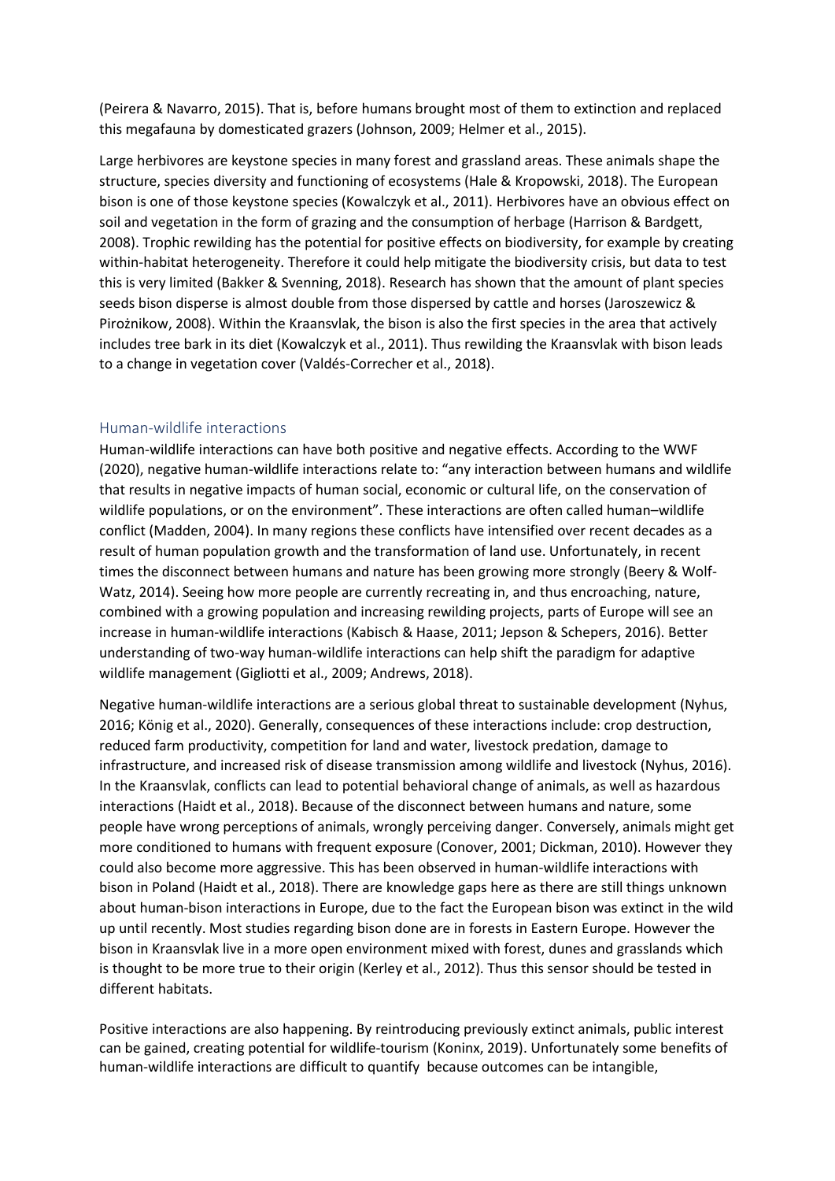(Peirera & Navarro, 2015). That is, before humans brought most of them to extinction and replaced this megafauna by domesticated grazers (Johnson, 2009; Helmer et al., 2015).

Large herbivores are keystone species in many forest and grassland areas. These animals shape the structure, species diversity and functioning of ecosystems (Hale & Kropowski, 2018). The European bison is one of those keystone species (Kowalczyk et al., 2011). Herbivores have an obvious effect on soil and vegetation in the form of grazing and the consumption of herbage (Harrison & Bardgett, 2008). Trophic rewilding has the potential for positive effects on biodiversity, for example by creating within-habitat heterogeneity. Therefore it could help mitigate the biodiversity crisis, but data to test this is very limited (Bakker & Svenning, 2018). Research has shown that the amount of plant species seeds bison disperse is almost double from those dispersed by cattle and horses (Jaroszewicz & Pirożnikow, 2008). Within the Kraansvlak, the bison is also the first species in the area that actively includes tree bark in its diet (Kowalczyk et al., 2011). Thus rewilding the Kraansvlak with bison leads to a change in vegetation cover (Valdés-Correcher et al., 2018).

## Human-wildlife interactions

Human-wildlife interactions can have both positive and negative effects. According to the WWF (2020), negative human-wildlife interactions relate to: "any interaction between humans and wildlife that results in negative impacts of human social, economic or cultural life, on the conservation of wildlife populations, or on the environment". These interactions are often called human–wildlife conflict (Madden, 2004). In many regions these conflicts have intensified over recent decades as a result of human population growth and the transformation of land use. Unfortunately, in recent times the disconnect between humans and nature has been growing more strongly (Beery & Wolf-Watz, 2014). Seeing how more people are currently recreating in, and thus encroaching, nature, combined with a growing population and increasing rewilding projects, parts of Europe will see an increase in human-wildlife interactions (Kabisch & Haase, 2011; Jepson & Schepers, 2016). Better understanding of two-way human-wildlife interactions can help shift the paradigm for adaptive wildlife management (Gigliotti et al., 2009; Andrews, 2018).

Negative human-wildlife interactions are a serious global threat to sustainable development (Nyhus, 2016; König et al., 2020). Generally, consequences of these interactions include: crop destruction, reduced farm productivity, competition for land and water, livestock predation, damage to infrastructure, and increased risk of disease transmission among wildlife and livestock (Nyhus, 2016). In the Kraansvlak, conflicts can lead to potential behavioral change of animals, as well as hazardous interactions (Haidt et al., 2018). Because of the disconnect between humans and nature, some people have wrong perceptions of animals, wrongly perceiving danger. Conversely, animals might get more conditioned to humans with frequent exposure (Conover, 2001; Dickman, 2010). However they could also become more aggressive. This has been observed in human-wildlife interactions with bison in Poland (Haidt et al., 2018). There are knowledge gaps here as there are still things unknown about human-bison interactions in Europe, due to the fact the European bison was extinct in the wild up until recently. Most studies regarding bison done are in forests in Eastern Europe. However the bison in Kraansvlak live in a more open environment mixed with forest, dunes and grasslands which is thought to be more true to their origin (Kerley et al., 2012). Thus this sensor should be tested in different habitats.

Positive interactions are also happening. By reintroducing previously extinct animals, public interest can be gained, creating potential for wildlife-tourism (Koninx, 2019). Unfortunately some benefits of human-wildlife interactions are difficult to quantify because outcomes can be intangible,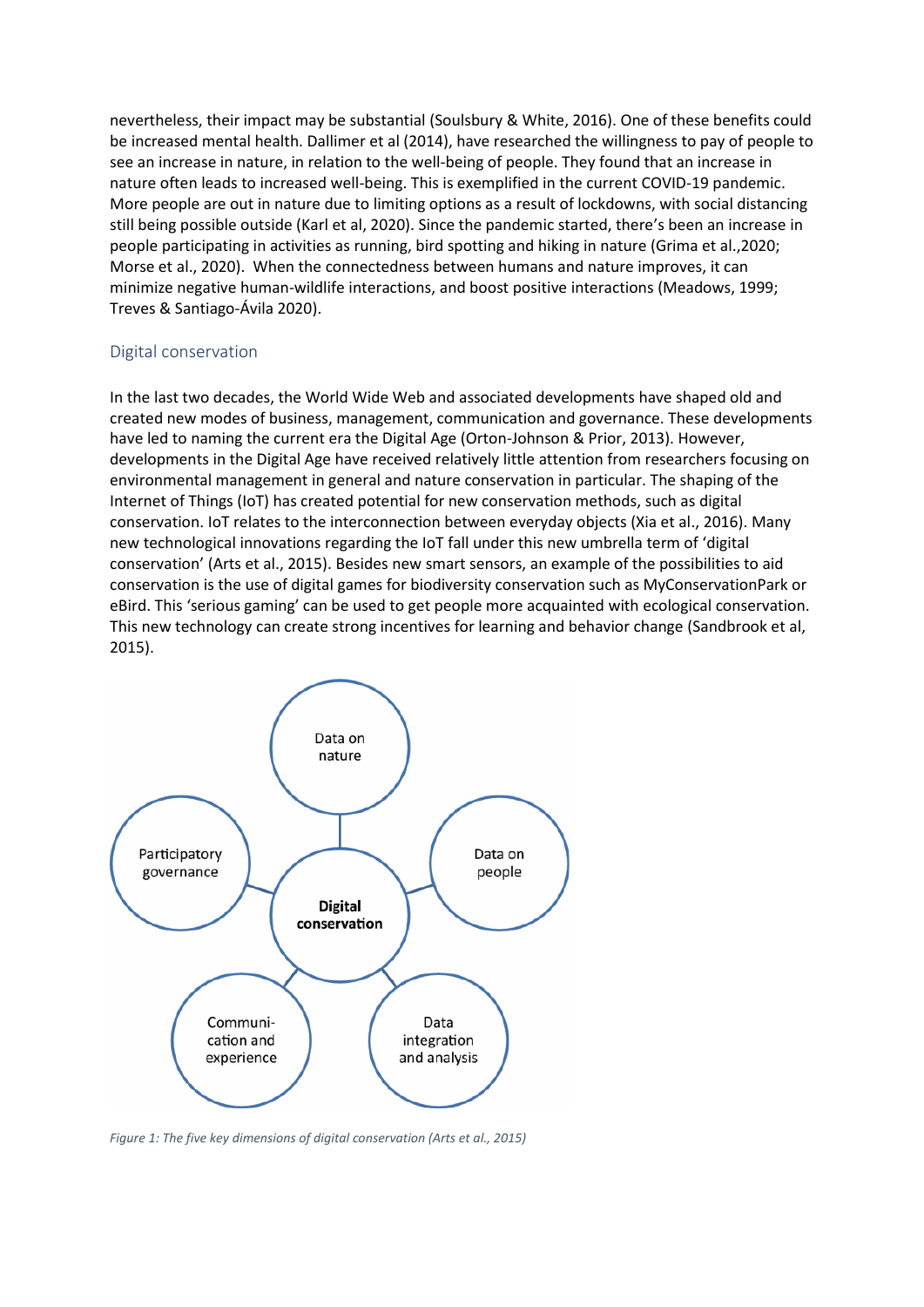nevertheless, their impact may be substantial (Soulsbury & White, 2016). One of these benefits could be increased mental health. Dallimer et al (2014), have researched the willingness to pay of people to see an increase in nature, in relation to the well-being of people. They found that an increase in nature often leads to increased well-being. This is exemplified in the current COVID-19 pandemic. More people are out in nature due to limiting options as a result of lockdowns, with social distancing still being possible outside (Karl et al, 2020). Since the pandemic started, there's been an increase in people participating in activities as running, bird spotting and hiking in nature (Grima et al.,2020; Morse et al., 2020). When the connectedness between humans and nature improves, it can minimize negative human-wildlife interactions, and boost positive interactions (Meadows, 1999; Treves & Santiago-Ávila 2020).

## Digital conservation

In the last two decades, the World Wide Web and associated developments have shaped old and created new modes of business, management, communication and governance. These developments have led to naming the current era the Digital Age (Orton-Johnson & Prior, 2013). However, developments in the Digital Age have received relatively little attention from researchers focusing on environmental management in general and nature conservation in particular. The shaping of the Internet of Things (IoT) has created potential for new conservation methods, such as digital conservation. IoT relates to the interconnection between everyday objects (Xia et al., 2016). Many new technological innovations regarding the IoT fall under this new umbrella term of 'digital conservation' (Arts et al., 2015). Besides new smart sensors, an example of the possibilities to aid conservation is the use of digital games for biodiversity conservation such as MyConservationPark or eBird. This 'serious gaming' can be used to get people more acquainted with ecological conservation. This new technology can create strong incentives for learning and behavior change (Sandbrook et al, 2015).

Data on nature

Participatory governance

Data on people

**Digital conservation**

Communi-cation and experience

Data integration and analysis

*Figure 1: The five key dimensions of digital conservation (Arts et al., 2015)*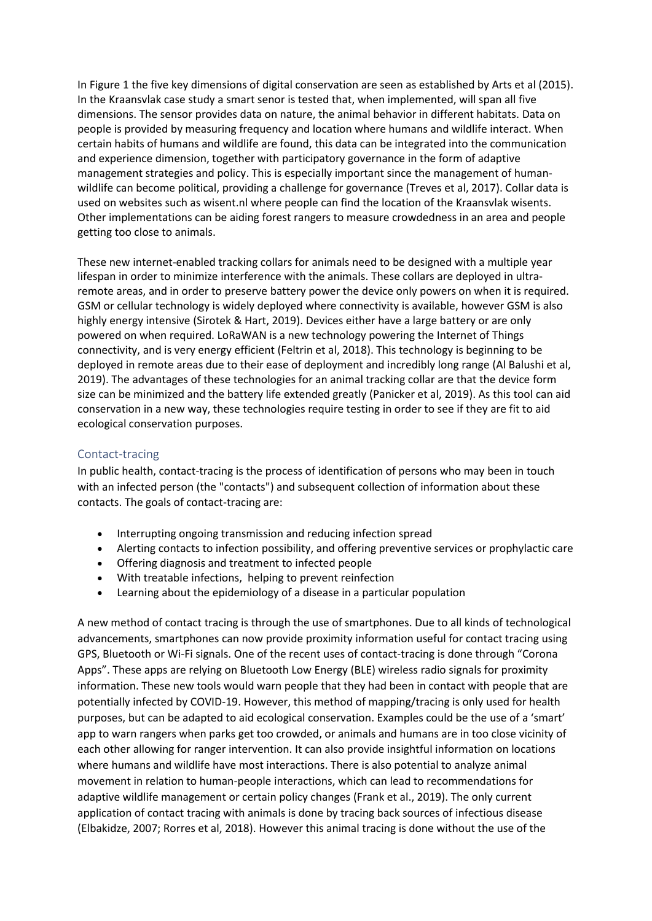In Figure 1 the five key dimensions of digital conservation are seen as established by Arts et al (2015). In the Kraansvlak case study a smart senor is tested that, when implemented, will span all five dimensions. The sensor provides data on nature, the animal behavior in different habitats. Data on people is provided by measuring frequency and location where humans and wildlife interact. When certain habits of humans and wildlife are found, this data can be integrated into the communication and experience dimension, together with participatory governance in the form of adaptive management strategies and policy. This is especially important since the management of human-wildlife can become political, providing a challenge for governance (Treves et al, 2017). Collar data is used on websites such as wisent.nl where people can find the location of the Kraansvlak wisents. Other implementations can be aiding forest rangers to measure crowdedness in an area and people getting too close to animals.

These new internet-enabled tracking collars for animals need to be designed with a multiple year lifespan in order to minimize interference with the animals. These collars are deployed in ultra-remote areas, and in order to preserve battery power the device only powers on when it is required. GSM or cellular technology is widely deployed where connectivity is available, however GSM is also highly energy intensive (Sirotek & Hart, 2019). Devices either have a large battery or are only powered on when required. LoRaWAN is a new technology powering the Internet of Things connectivity, and is very energy efficient (Feltrin et al, 2018). This technology is beginning to be deployed in remote areas due to their ease of deployment and incredibly long range (Al Balushi et al, 2019). The advantages of these technologies for an animal tracking collar are that the device form size can be minimized and the battery life extended greatly (Panicker et al, 2019). As this tool can aid conservation in a new way, these technologies require testing in order to see if they are fit to aid ecological conservation purposes.

## Contact-tracing

In public health, contact-tracing is the process of identification of persons who may been in touch with an infected person (the "contacts") and subsequent collection of information about these contacts. The goals of contact-tracing are:

- Interrupting ongoing transmission and reducing infection spread
- Alerting contacts to infection possibility, and offering preventive services or prophylactic care
- Offering diagnosis and treatment to infected people
- With treatable infections, helping to prevent reinfection
- Learning about the epidemiology of a disease in a particular population

A new method of contact tracing is through the use of smartphones. Due to all kinds of technological advancements, smartphones can now provide proximity information useful for contact tracing using GPS, Bluetooth or Wi-Fi signals. One of the recent uses of contact-tracing is done through "Corona Apps". These apps are relying on Bluetooth Low Energy (BLE) wireless radio signals for proximity information. These new tools would warn people that they had been in contact with people that are potentially infected by COVID-19. However, this method of mapping/tracing is only used for health purposes, but can be adapted to aid ecological conservation. Examples could be the use of a 'smart' app to warn rangers when parks get too crowded, or animals and humans are in too close vicinity of each other allowing for ranger intervention. It can also provide insightful information on locations where humans and wildlife have most interactions. There is also potential to analyze animal movement in relation to human-people interactions, which can lead to recommendations for adaptive wildlife management or certain policy changes (Frank et al., 2019). The only current application of contact tracing with animals is done by tracing back sources of infectious disease (Elbakidze, 2007; Rorres et al, 2018). However this animal tracing is done without the use of the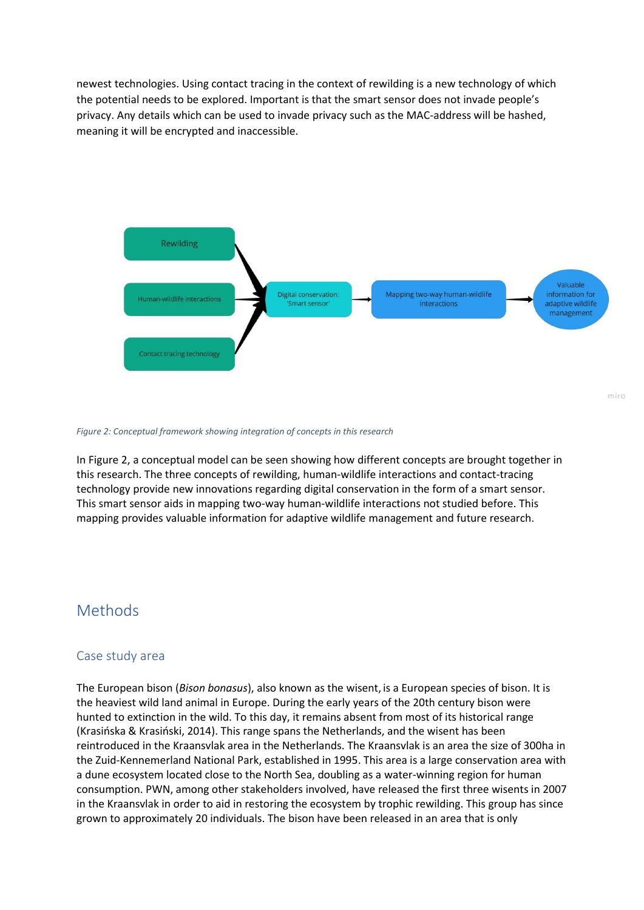newest technologies. Using contact tracing in the context of rewilding is a new technology of which the potential needs to be explored. Important is that the smart sensor does not invade people's privacy. Any details which can be used to invade privacy such as the MAC-address will be hashed, meaning it will be encrypted and inaccessible.

*Figure 2: Conceptual framework showing integration of concepts in this research*

In Figure 2, a conceptual model can be seen showing how different concepts are brought together in this research. The three concepts of rewilding, human-wildlife interactions and contact-tracing technology provide new innovations regarding digital conservation in the form of a smart sensor. This smart sensor aids in mapping two-way human-wildlife interactions not studied before. This mapping provides valuable information for adaptive wildlife management and future research.

# Methods

## Case study area

The European bison (*Bison bonasus*), also known as the wisent, is a European species of bison. It is the heaviest wild land animal in Europe. During the early years of the 20th century bison were hunted to extinction in the wild. To this day, it remains absent from most of its historical range (Krasińska & Krasiński, 2014). This range spans the Netherlands, and the wisent has been reintroduced in the Kraansvlak area in the Netherlands. The Kraansvlak is an area the size of 300ha in the Zuid-Kennemerland National Park, established in 1995. This area is a large conservation area with a dune ecosystem located close to the North Sea, doubling as a water-winning region for human consumption. PWN, among other stakeholders involved, have released the first three wisents in 2007 in the Kraansvlak in order to aid in restoring the ecosystem by trophic rewilding. This group has since grown to approximately 20 individuals. The bison have been released in an area that is only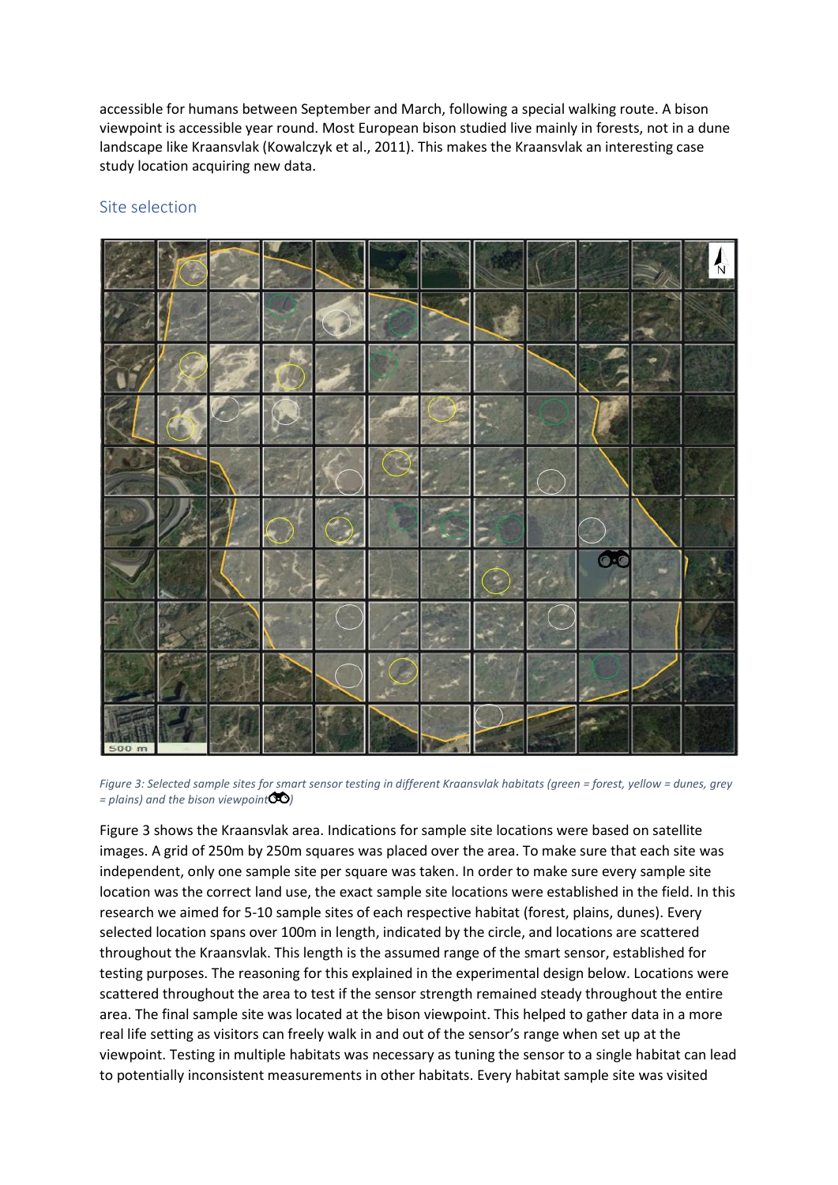accessible for humans between September and March, following a special walking route. A bison viewpoint is accessible year round. Most European bison studied live mainly in forests, not in a dune landscape like Kraansvlak (Kowalczyk et al., 2011). This makes the Kraansvlak an interesting case study location acquiring new data.

## Site selection

*Figure 3: Selected sample sites for smart sensor testing in different Kraansvlak habitats (green = forest, yellow = dunes, grey = plains) and the bison viewpoint)*

Figure 3 shows the Kraansvlak area. Indications for sample site locations were based on satellite images. A grid of 250m by 250m squares was placed over the area. To make sure that each site was independent, only one sample site per square was taken. In order to make sure every sample site location was the correct land use, the exact sample site locations were established in the field. In this research we aimed for 5-10 sample sites of each respective habitat (forest, plains, dunes). Every selected location spans over 100m in length, indicated by the circle, and locations are scattered throughout the Kraansvlak. This length is the assumed range of the smart sensor, established for testing purposes. The reasoning for this explained in the experimental design below. Locations were scattered throughout the area to test if the sensor strength remained steady throughout the entire area. The final sample site was located at the bison viewpoint. This helped to gather data in a more real life setting as visitors can freely walk in and out of the sensor's range when set up at the viewpoint. Testing in multiple habitats was necessary as tuning the sensor to a single habitat can lead to potentially inconsistent measurements in other habitats. Every habitat sample site was visited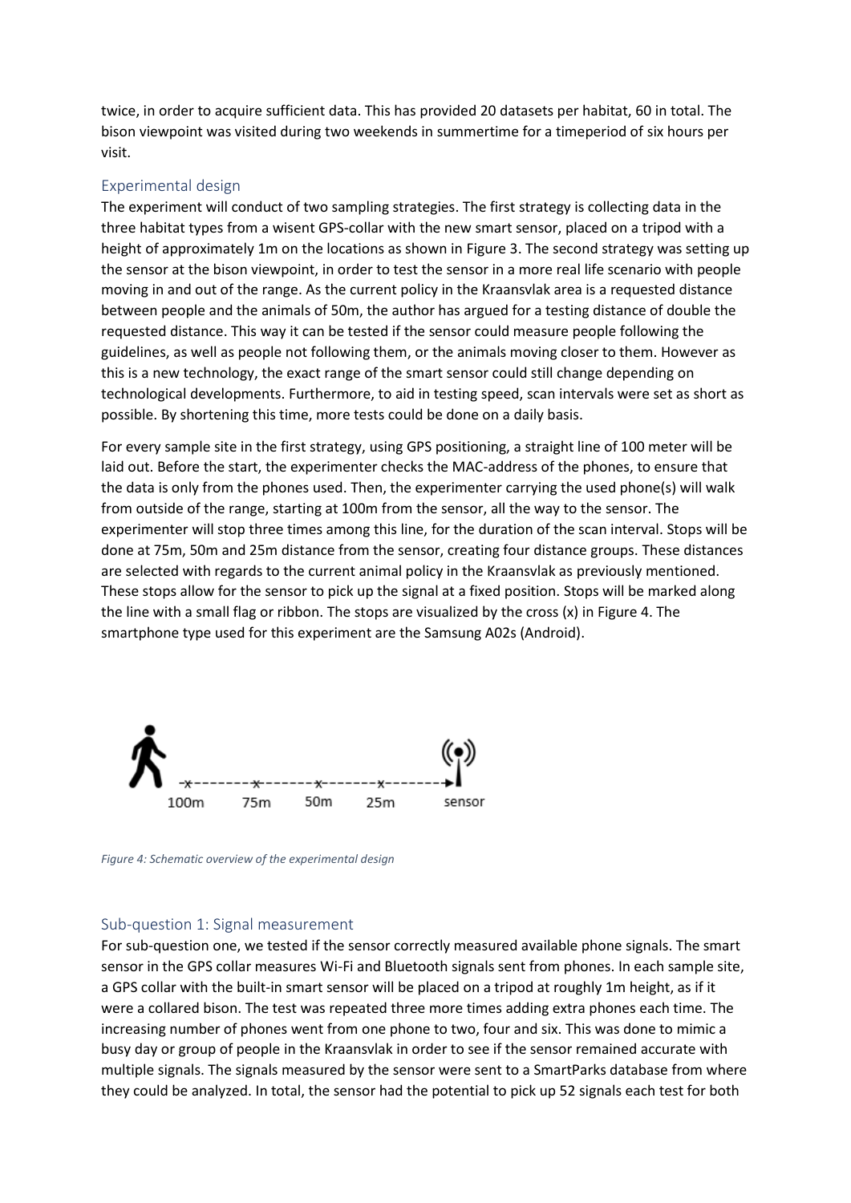twice, in order to acquire sufficient data. This has provided 20 datasets per habitat, 60 in total. The bison viewpoint was visited during two weekends in summertime for a timeperiod of six hours per visit.

## Experimental design

The experiment will conduct of two sampling strategies. The first strategy is collecting data in the three habitat types from a wisent GPS-collar with the new smart sensor, placed on a tripod with a height of approximately 1m on the locations as shown in Figure 3. The second strategy was setting up the sensor at the bison viewpoint, in order to test the sensor in a more real life scenario with people moving in and out of the range. As the current policy in the Kraansvlak area is a requested distance between people and the animals of 50m, the author has argued for a testing distance of double the requested distance. This way it can be tested if the sensor could measure people following the guidelines, as well as people not following them, or the animals moving closer to them. However as this is a new technology, the exact range of the smart sensor could still change depending on technological developments. Furthermore, to aid in testing speed, scan intervals were set as short as possible. By shortening this time, more tests could be done on a daily basis.

For every sample site in the first strategy, using GPS positioning, a straight line of 100 meter will be laid out. Before the start, the experimenter checks the MAC-address of the phones, to ensure that the data is only from the phones used. Then, the experimenter carrying the used phone(s) will walk from outside of the range, starting at 100m from the sensor, all the way to the sensor. The experimenter will stop three times among this line, for the duration of the scan interval. Stops will be done at 75m, 50m and 25m distance from the sensor, creating four distance groups. These distances are selected with regards to the current animal policy in the Kraansvlak as previously mentioned. These stops allow for the sensor to pick up the signal at a fixed position. Stops will be marked along the line with a small flag or ribbon. The stops are visualized by the cross (x) in Figure 4. The smartphone type used for this experiment are the Samsung A02s (Android).

100m 75m 50m 25m sensor

*Figure 4: Schematic overview of the experimental design*

## Sub-question 1: Signal measurement

For sub-question one, we tested if the sensor correctly measured available phone signals. The smart sensor in the GPS collar measures Wi-Fi and Bluetooth signals sent from phones. In each sample site, a GPS collar with the built-in smart sensor will be placed on a tripod at roughly 1m height, as if it were a collared bison. The test was repeated three more times adding extra phones each time. The increasing number of phones went from one phone to two, four and six. This was done to mimic a busy day or group of people in the Kraansvlak in order to see if the sensor remained accurate with multiple signals. The signals measured by the sensor were sent to a SmartParks database from where they could be analyzed. In total, the sensor had the potential to pick up 52 signals each test for both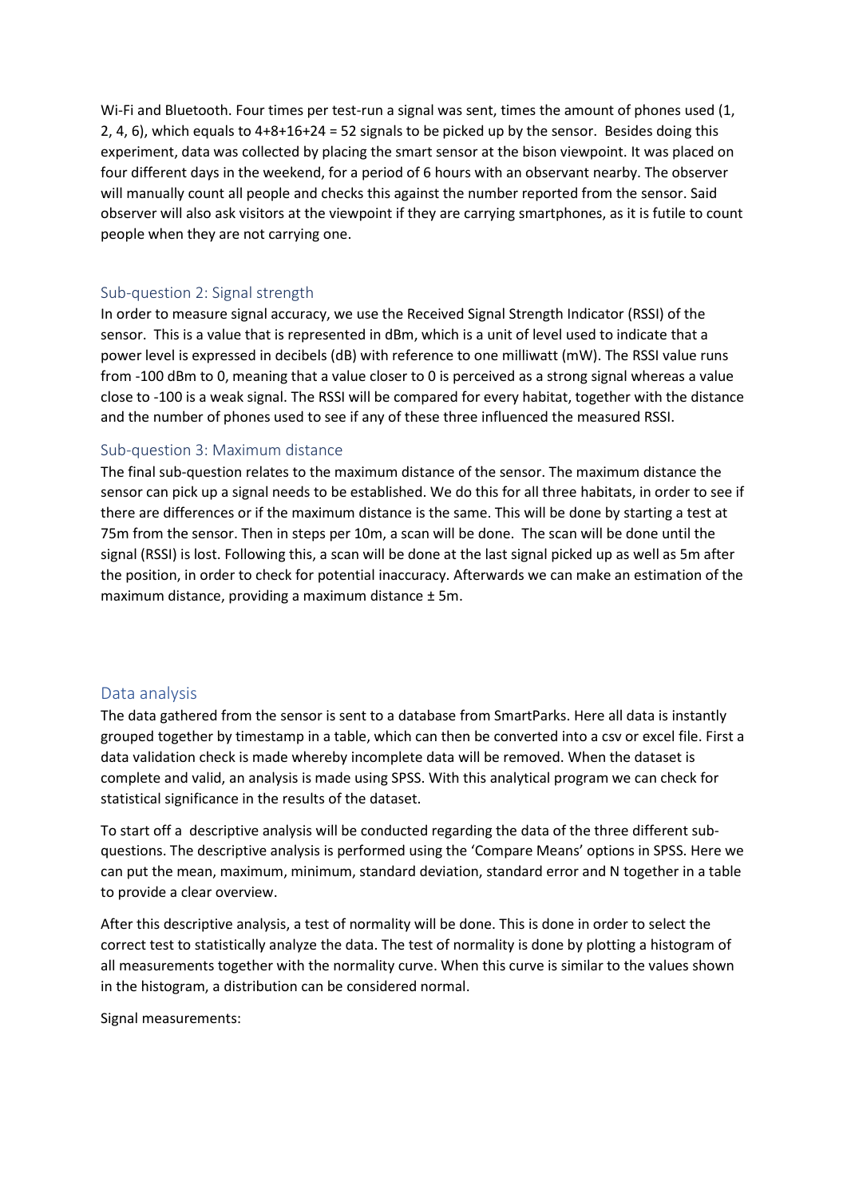Wi-Fi and Bluetooth. Four times per test-run a signal was sent, times the amount of phones used (1, 2, 4, 6), which equals to 4+8+16+24 = 52 signals to be picked up by the sensor. Besides doing this experiment, data was collected by placing the smart sensor at the bison viewpoint. It was placed on four different days in the weekend, for a period of 6 hours with an observant nearby. The observer will manually count all people and checks this against the number reported from the sensor. Said observer will also ask visitors at the viewpoint if they are carrying smartphones, as it is futile to count people when they are not carrying one.

### Sub-question 2: Signal strength

In order to measure signal accuracy, we use the Received Signal Strength Indicator (RSSI) of the sensor. This is a value that is represented in dBm, which is a unit of level used to indicate that a power level is expressed in decibels (dB) with reference to one milliwatt (mW). The RSSI value runs from -100 dBm to 0, meaning that a value closer to 0 is perceived as a strong signal whereas a value close to -100 is a weak signal. The RSSI will be compared for every habitat, together with the distance and the number of phones used to see if any of these three influenced the measured RSSI.

### Sub-question 3: Maximum distance

The final sub-question relates to the maximum distance of the sensor. The maximum distance the sensor can pick up a signal needs to be established. We do this for all three habitats, in order to see if there are differences or if the maximum distance is the same. This will be done by starting a test at 75m from the sensor. Then in steps per 10m, a scan will be done. The scan will be done until the signal (RSSI) is lost. Following this, a scan will be done at the last signal picked up as well as 5m after the position, in order to check for potential inaccuracy. Afterwards we can make an estimation of the maximum distance, providing a maximum distance ± 5m.

## Data analysis

The data gathered from the sensor is sent to a database from SmartParks. Here all data is instantly grouped together by timestamp in a table, which can then be converted into a csv or excel file. First a data validation check is made whereby incomplete data will be removed. When the dataset is complete and valid, an analysis is made using SPSS. With this analytical program we can check for statistical significance in the results of the dataset.

To start off a descriptive analysis will be conducted regarding the data of the three different sub-questions. The descriptive analysis is performed using the 'Compare Means' options in SPSS. Here we can put the mean, maximum, minimum, standard deviation, standard error and N together in a table to provide a clear overview.

After this descriptive analysis, a test of normality will be done. This is done in order to select the correct test to statistically analyze the data. The test of normality is done by plotting a histogram of all measurements together with the normality curve. When this curve is similar to the values shown in the histogram, a distribution can be considered normal.

Signal measurements: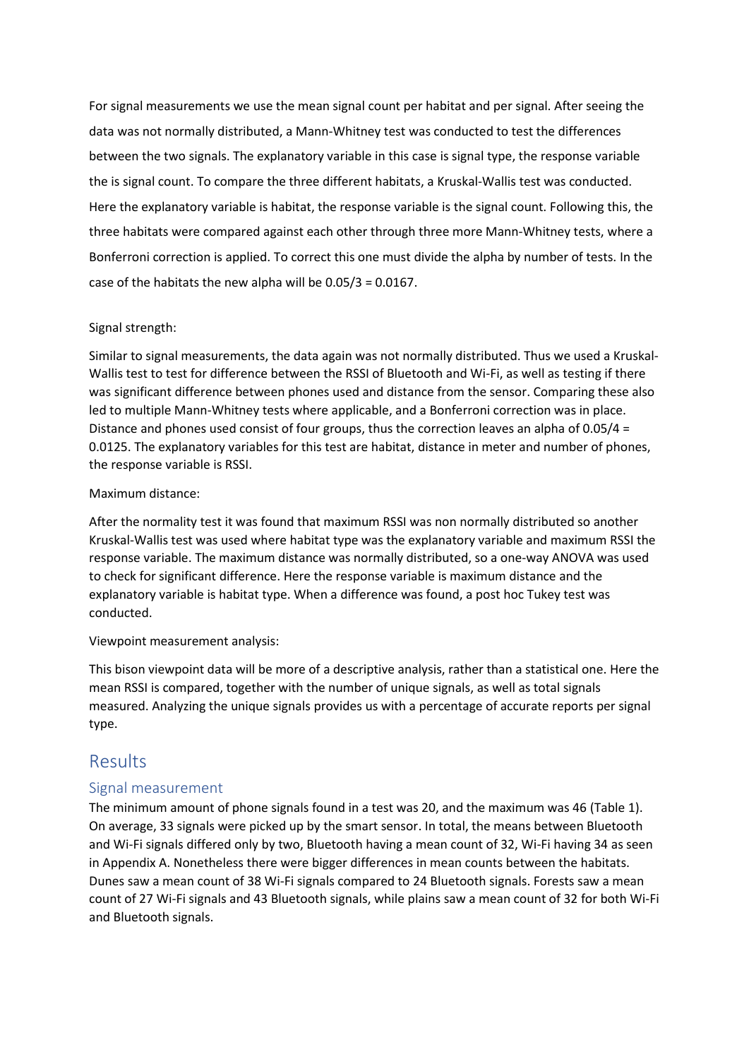For signal measurements we use the mean signal count per habitat and per signal. After seeing the data was not normally distributed, a Mann-Whitney test was conducted to test the differences between the two signals. The explanatory variable in this case is signal type, the response variable the is signal count. To compare the three different habitats, a Kruskal-Wallis test was conducted. Here the explanatory variable is habitat, the response variable is the signal count. Following this, the three habitats were compared against each other through three more Mann-Whitney tests, where a Bonferroni correction is applied. To correct this one must divide the alpha by number of tests. In the case of the habitats the new alpha will be 0.05/3 = 0.0167.

Signal strength:

Similar to signal measurements, the data again was not normally distributed. Thus we used a Kruskal-Wallis test to test for difference between the RSSI of Bluetooth and Wi-Fi, as well as testing if there was significant difference between phones used and distance from the sensor. Comparing these also led to multiple Mann-Whitney tests where applicable, and a Bonferroni correction was in place. Distance and phones used consist of four groups, thus the correction leaves an alpha of 0.05/4 = 0.0125. The explanatory variables for this test are habitat, distance in meter and number of phones, the response variable is RSSI.

Maximum distance:

After the normality test it was found that maximum RSSI was non normally distributed so another Kruskal-Wallis test was used where habitat type was the explanatory variable and maximum RSSI the response variable. The maximum distance was normally distributed, so a one-way ANOVA was used to check for significant difference. Here the response variable is maximum distance and the explanatory variable is habitat type. When a difference was found, a post hoc Tukey test was conducted.

Viewpoint measurement analysis:

This bison viewpoint data will be more of a descriptive analysis, rather than a statistical one. Here the mean RSSI is compared, together with the number of unique signals, as well as total signals measured. Analyzing the unique signals provides us with a percentage of accurate reports per signal type.

# Results

## Signal measurement

The minimum amount of phone signals found in a test was 20, and the maximum was 46 (Table 1). On average, 33 signals were picked up by the smart sensor. In total, the means between Bluetooth and Wi-Fi signals differed only by two, Bluetooth having a mean count of 32, Wi-Fi having 34 as seen in Appendix A. Nonetheless there were bigger differences in mean counts between the habitats. Dunes saw a mean count of 38 Wi-Fi signals compared to 24 Bluetooth signals. Forests saw a mean count of 27 Wi-Fi signals and 43 Bluetooth signals, while plains saw a mean count of 32 for both Wi-Fi and Bluetooth signals.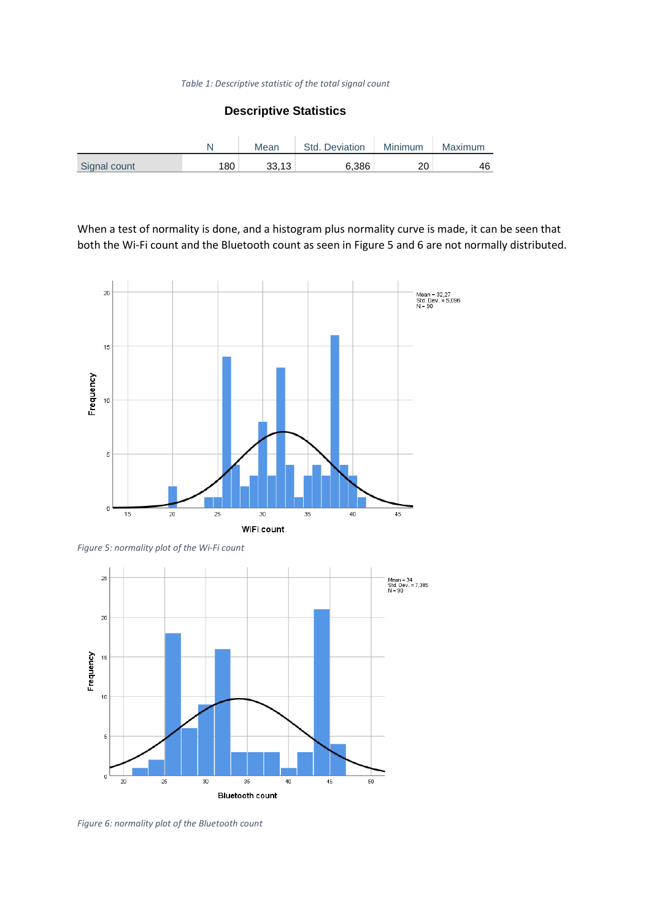*Table 1: Descriptive statistic of the total signal count*

**Descriptive Statistics**

| | N | Mean | Std. Deviation | Minimum | Maximum |
|---|---|---|---|---|---|
| Signal count | 180 | 33,13 | 6,386 | 20 | 46 |

When a test of normality is done, and a histogram plus normality curve is made, it can be seen that both the Wi-Fi count and the Bluetooth count as seen in Figure 5 and 6 are not normally distributed.

*Figure 5: normality plot of the Wi-Fi count*

*Figure 6: normality plot of the Bluetooth count*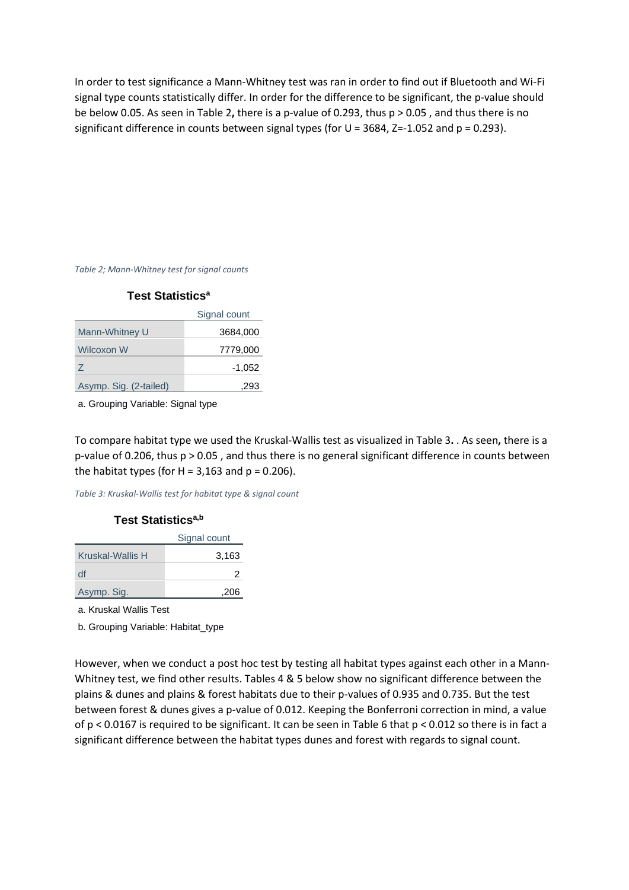In order to test significance a Mann-Whitney test was ran in order to find out if Bluetooth and Wi-Fi signal type counts statistically differ. In order for the difference to be significant, the p-value should be below 0.05. As seen in Table 2**,** there is a p-value of 0.293, thus $p > 0.05$ , and thus there is no significant difference in counts between signal types (for U = 3684, Z=-1.052 and p = 0.293).

*Table 2; Mann-Whitney test for signal counts*

**Test Statistics**[a]

| | Signal count |
|---|---|
| Mann-Whitney U | 3684,000 |
| Wilcoxon W | 7779,000 |
| Z | -1,052 |
| Asymp. Sig. (2-tailed) | ,293 |

a. Grouping Variable: Signal type

To compare habitat type we used the Kruskal-Wallis test as visualized in Table 3**.** . As seen**,** there is a p-value of 0.206, thus $p > 0.05$ , and thus there is no general significant difference in counts between the habitat types (for H = 3,163 and p = 0.206).

*Table 3: Kruskal-Wallis test for habitat type & signal count*

**Test Statistics**[a,b]

| | Signal count |
|---|---|
| Kruskal-Wallis H | 3,163 |
| df | 2 |
| Asymp. Sig. | ,206 |

a. Kruskal Wallis Test

b. Grouping Variable: Habitat_type

However, when we conduct a post hoc test by testing all habitat types against each other in a Mann-Whitney test, we find other results. Tables 4 & 5 below show no significant difference between the plains & dunes and plains & forest habitats due to their p-values of 0.935 and 0.735. But the test between forest & dunes gives a p-value of 0.012. Keeping the Bonferroni correction in mind, a value of $p < 0.0167$ is required to be significant. It can be seen in Table 6 that $p < 0.012$ so there is in fact a significant difference between the habitat types dunes and forest with regards to signal count.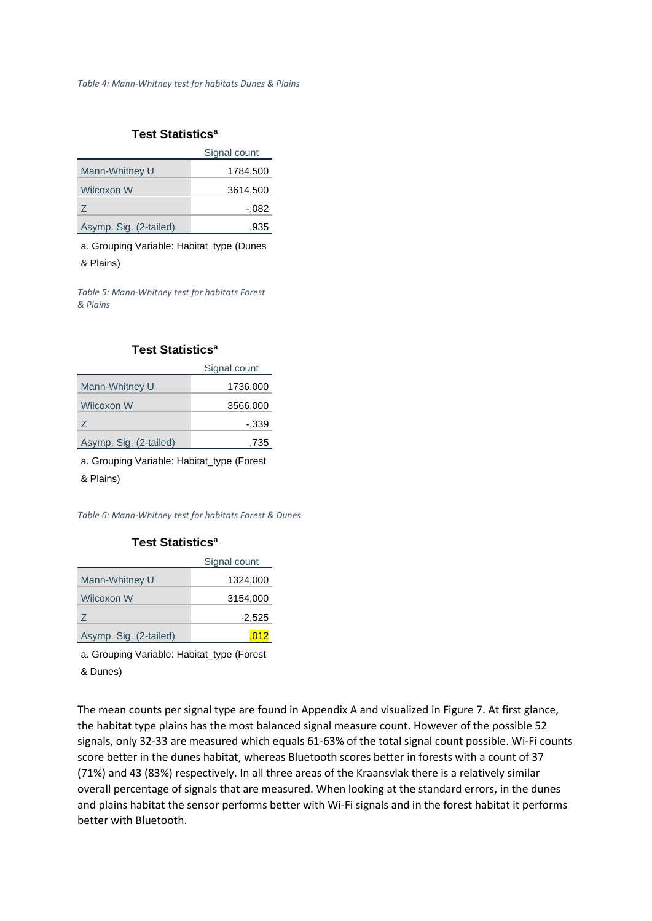*Table 4: Mann-Whitney test for habitats Dunes & Plains*

**Test Statistics[a]**

| | Signal count |
|---|---|
| Mann-Whitney U | 1784,500 |
| Wilcoxon W | 3614,500 |
| Z | -,082 |
| Asymp. Sig. (2-tailed) | ,935 |

a. Grouping Variable: Habitat_type (Dunes & Plains)

*Table 5: Mann-Whitney test for habitats Forest & Plains*

**Test Statistics[a]**

| | Signal count |
|---|---|
| Mann-Whitney U | 1736,000 |
| Wilcoxon W | 3566,000 |
| Z | -,339 |
| Asymp. Sig. (2-tailed) | ,735 |

a. Grouping Variable: Habitat_type (Forest & Plains)

*Table 6: Mann-Whitney test for habitats Forest & Dunes*

**Test Statistics[a]**

| | Signal count |
|---|---|
| Mann-Whitney U | 1324,000 |
| Wilcoxon W | 3154,000 |
| Z | -2,525 |
| Asymp. Sig. (2-tailed) | ,012 |

a. Grouping Variable: Habitat_type (Forest & Dunes)

The mean counts per signal type are found in Appendix A and visualized in Figure 7. At first glance, the habitat type plains has the most balanced signal measure count. However of the possible 52 signals, only 32-33 are measured which equals 61-63% of the total signal count possible. Wi-Fi counts score better in the dunes habitat, whereas Bluetooth scores better in forests with a count of 37 (71%) and 43 (83%) respectively. In all three areas of the Kraansvlak there is a relatively similar overall percentage of signals that are measured. When looking at the standard errors, in the dunes and plains habitat the sensor performs better with Wi-Fi signals and in the forest habitat it performs better with Bluetooth.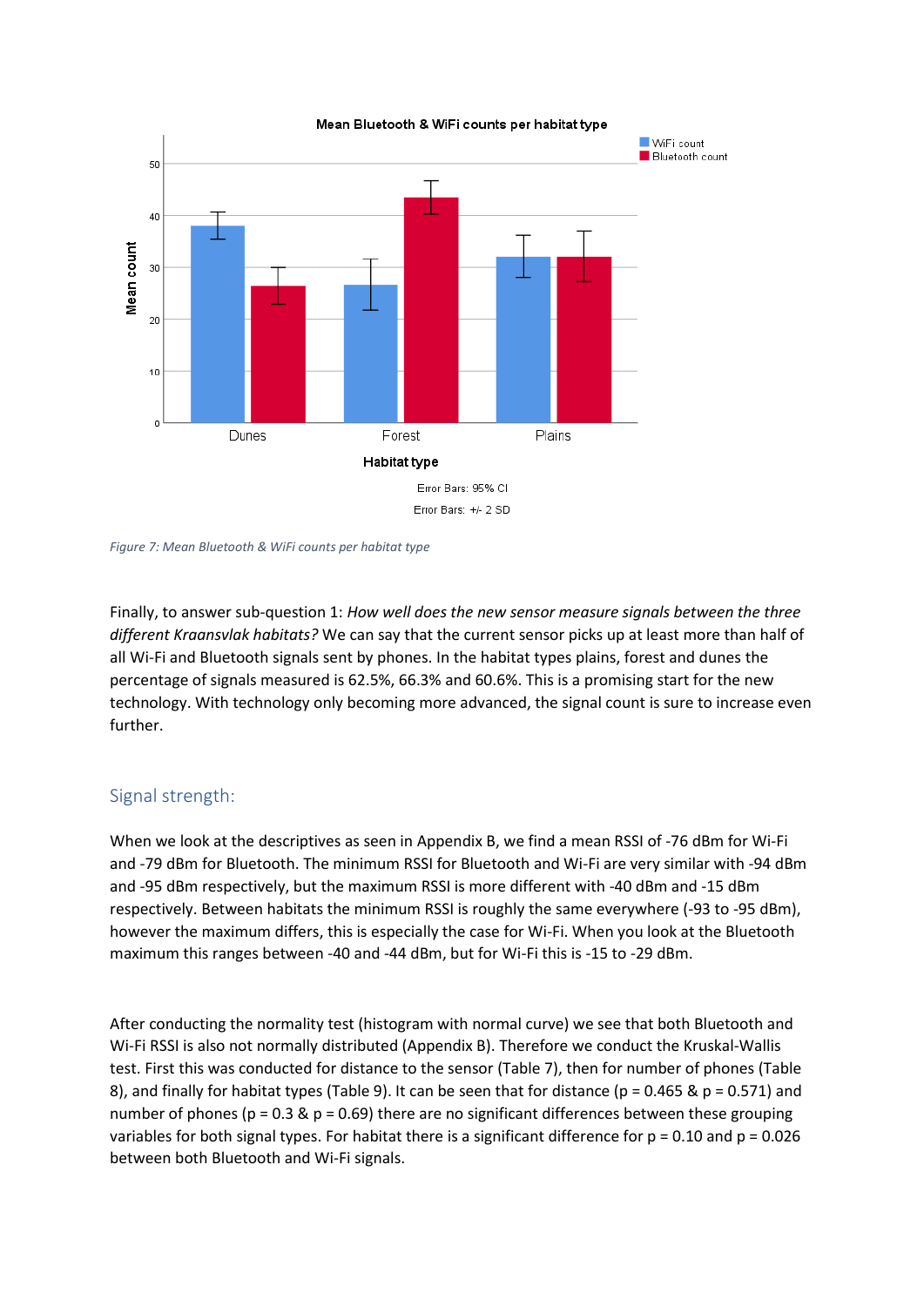Figure 7: Mean Bluetooth & WiFi counts per habitat type

Finally, to answer sub-question 1: *How well does the new sensor measure signals between the three different Kraansvlak habitats?* We can say that the current sensor picks up at least more than half of all Wi-Fi and Bluetooth signals sent by phones. In the habitat types plains, forest and dunes the percentage of signals measured is 62.5%, 66.3% and 60.6%. This is a promising start for the new technology. With technology only becoming more advanced, the signal count is sure to increase even further.

## Signal strength:

When we look at the descriptives as seen in Appendix B, we find a mean RSSI of -76 dBm for Wi-Fi and -79 dBm for Bluetooth. The minimum RSSI for Bluetooth and Wi-Fi are very similar with -94 dBm and -95 dBm respectively, but the maximum RSSI is more different with -40 dBm and -15 dBm respectively. Between habitats the minimum RSSI is roughly the same everywhere (-93 to -95 dBm), however the maximum differs, this is especially the case for Wi-Fi. When you look at the Bluetooth maximum this ranges between -40 and -44 dBm, but for Wi-Fi this is -15 to -29 dBm.

After conducting the normality test (histogram with normal curve) we see that both Bluetooth and Wi-Fi RSSI is also not normally distributed (Appendix B). Therefore we conduct the Kruskal-Wallis test. First this was conducted for distance to the sensor (Table 7), then for number of phones (Table 8), and finally for habitat types (Table 9). It can be seen that for distance ($p = 0.465$ & $p = 0.571$) and number of phones ($p = 0.3$ & $p = 0.69$) there are no significant differences between these grouping variables for both signal types. For habitat there is a significant difference for $p = 0.10$ and $p = 0.026$ between both Bluetooth and Wi-Fi signals.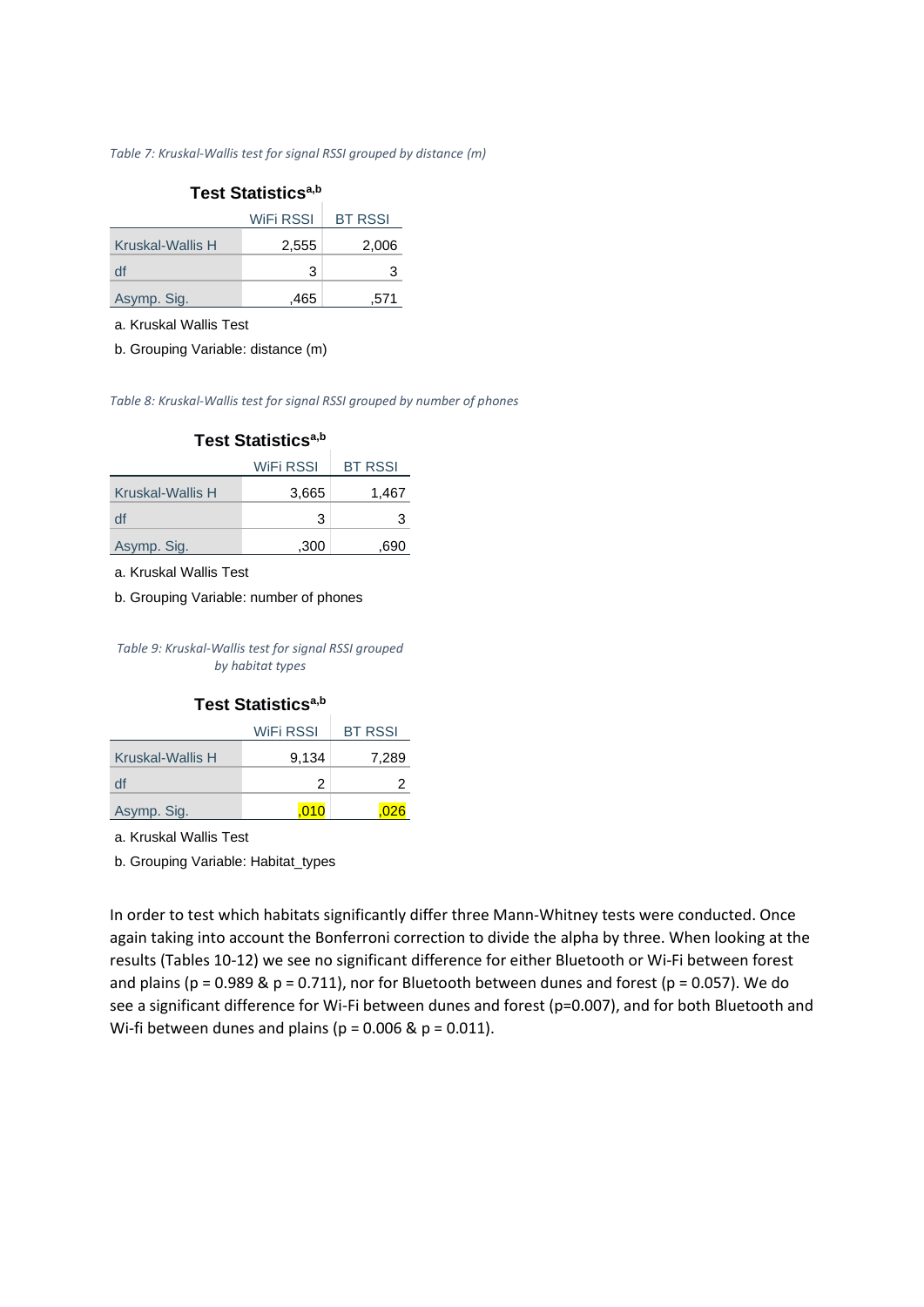*Table 7: Kruskal-Wallis test for signal RSSI grouped by distance (m)*

**Test Statistics[a,b]**

| | WiFi RSSI | BT RSSI |
|---|---|---|
| Kruskal-Wallis H | 2,555 | 2,006 |
| df | 3 | 3 |
| Asymp. Sig. | ,465 | ,571 |

a. Kruskal Wallis Test

b. Grouping Variable: distance (m)

*Table 8: Kruskal-Wallis test for signal RSSI grouped by number of phones*

**Test Statistics[a,b]**

| | WiFi RSSI | BT RSSI |
|---|---|---|
| Kruskal-Wallis H | 3,665 | 1,467 |
| df | 3 | 3 |
| Asymp. Sig. | ,300 | ,690 |

a. Kruskal Wallis Test

b. Grouping Variable: number of phones

*Table 9: Kruskal-Wallis test for signal RSSI grouped by habitat types*

**Test Statistics[a,b]**

| | WiFi RSSI | BT RSSI |
|---|---|---|
| Kruskal-Wallis H | 9,134 | 7,289 |
| df | 2 | 2 |
| Asymp. Sig. | ,010 | ,026 |

a. Kruskal Wallis Test

b. Grouping Variable: Habitat_types

In order to test which habitats significantly differ three Mann-Whitney tests were conducted. Once again taking into account the Bonferroni correction to divide the alpha by three. When looking at the results (Tables 10-12) we see no significant difference for either Bluetooth or Wi-Fi between forest and plains ($p = 0.989$ & $p = 0.711$), nor for Bluetooth between dunes and forest ($p = 0.057$). We do see a significant difference for Wi-Fi between dunes and forest ($p=0.007$), and for both Bluetooth and Wi-fi between dunes and plains ($p = 0.006$ & $p = 0.011$).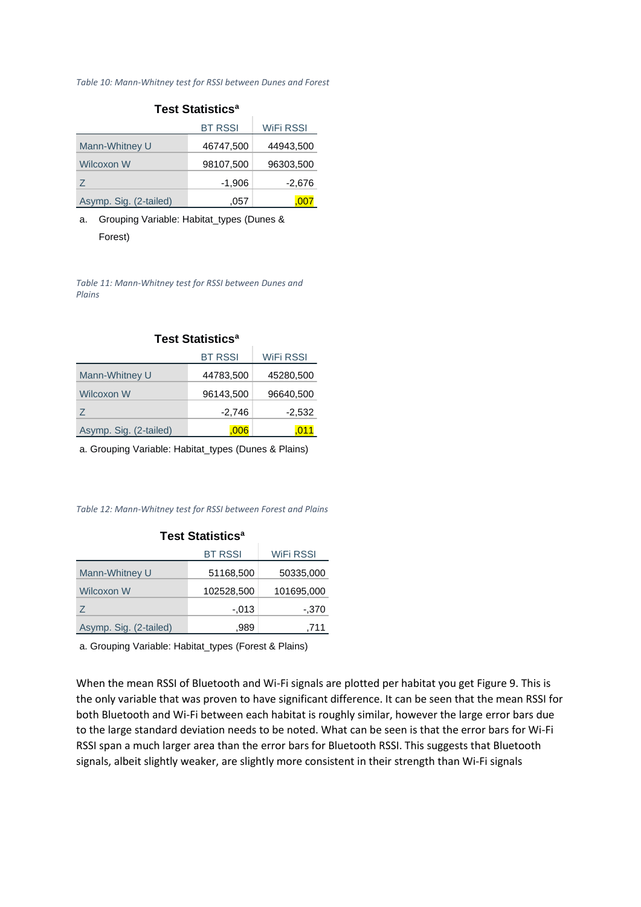*Table 10: Mann-Whitney test for RSSI between Dunes and Forest*

**Test Statistics[a]**

| | BT RSSI | WiFi RSSI |
|---|---|---|
| Mann-Whitney U | 46747,500 | 44943,500 |
| Wilcoxon W | 98107,500 | 96303,500 |
| Z | -1,906 | -2,676 |
| Asymp. Sig. (2-tailed) | ,057 | ,007 |

a. Grouping Variable: Habitat_types (Dunes & Forest)

*Table 11: Mann-Whitney test for RSSI between Dunes and Plains*

**Test Statistics[a]**

| | BT RSSI | WiFi RSSI |
|---|---|---|
| Mann-Whitney U | 44783,500 | 45280,500 |
| Wilcoxon W | 96143,500 | 96640,500 |
| Z | -2,746 | -2,532 |
| Asymp. Sig. (2-tailed) | ,006 | ,011 |

a. Grouping Variable: Habitat_types (Dunes & Plains)

*Table 12: Mann-Whitney test for RSSI between Forest and Plains*

**Test Statistics[a]**

| | BT RSSI | WiFi RSSI |
|---|---|---|
| Mann-Whitney U | 51168,500 | 50335,000 |
| Wilcoxon W | 102528,500 | 101695,000 |
| Z | -,013 | -,370 |
| Asymp. Sig. (2-tailed) | ,989 | ,711 |

a. Grouping Variable: Habitat_types (Forest & Plains)

When the mean RSSI of Bluetooth and Wi-Fi signals are plotted per habitat you get Figure 9. This is the only variable that was proven to have significant difference. It can be seen that the mean RSSI for both Bluetooth and Wi-Fi between each habitat is roughly similar, however the large error bars due to the large standard deviation needs to be noted. What can be seen is that the error bars for Wi-Fi RSSI span a much larger area than the error bars for Bluetooth RSSI. This suggests that Bluetooth signals, albeit slightly weaker, are slightly more consistent in their strength than Wi-Fi signals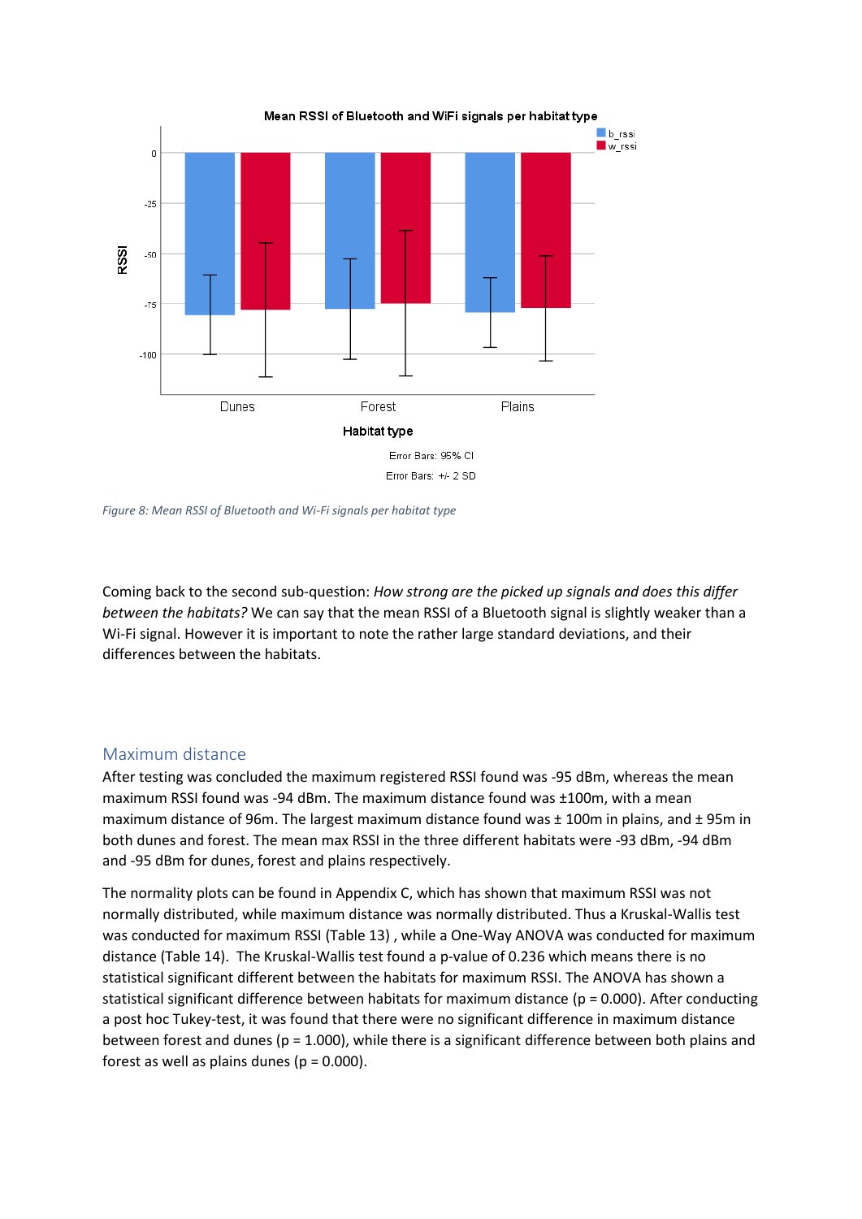Figure 8: Mean RSSI of Bluetooth and Wi-Fi signals per habitat type

Coming back to the second sub-question: *How strong are the picked up signals and does this differ between the habitats?* We can say that the mean RSSI of a Bluetooth signal is slightly weaker than a Wi-Fi signal. However it is important to note the rather large standard deviations, and their differences between the habitats.

## Maximum distance

After testing was concluded the maximum registered RSSI found was -95 dBm, whereas the mean maximum RSSI found was -94 dBm. The maximum distance found was ±100m, with a mean maximum distance of 96m. The largest maximum distance found was ± 100m in plains, and ± 95m in both dunes and forest. The mean max RSSI in the three different habitats were -93 dBm, -94 dBm and -95 dBm for dunes, forest and plains respectively.

The normality plots can be found in Appendix C, which has shown that maximum RSSI was not normally distributed, while maximum distance was normally distributed. Thus a Kruskal-Wallis test was conducted for maximum RSSI (Table 13) , while a One-Way ANOVA was conducted for maximum distance (Table 14). The Kruskal-Wallis test found a p-value of 0.236 which means there is no statistical significant different between the habitats for maximum RSSI. The ANOVA has shown a statistical significant difference between habitats for maximum distance ($p = 0.000$). After conducting a post hoc Tukey-test, it was found that there were no significant difference in maximum distance between forest and dunes ($p = 1.000$), while there is a significant difference between both plains and forest as well as plains dunes ($p = 0.000$).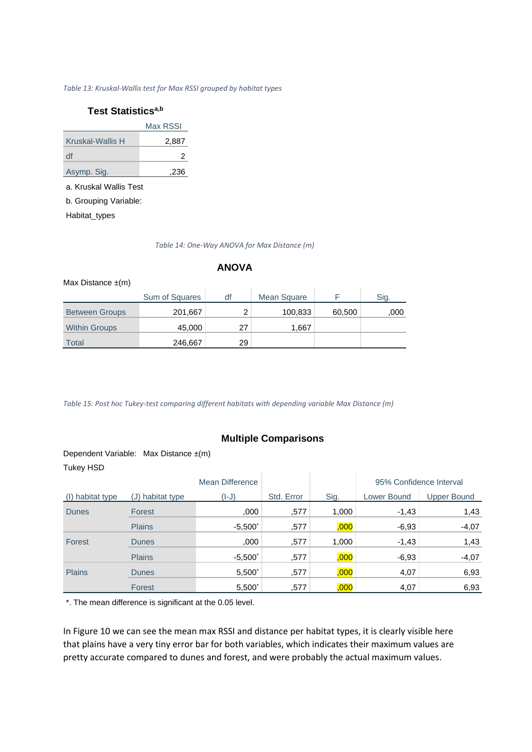*Table 13: Kruskal-Wallis test for Max RSSI grouped by habitat types*

**Test Statistics[a,b]**

| | Max RSSI |
|---|---|
| Kruskal-Wallis H | 2,887 |
| df | 2 |
| Asymp. Sig. | ,236 |

a. Kruskal Wallis Test

b. Grouping Variable: Habitat_types

*Table 14: One-Way ANOVA for Max Distance (m)*

**ANOVA**

Max Distance ±(m)

| | Sum of Squares | df | Mean Square | F | Sig. |
|---|---|---|---|---|---|
| Between Groups | 201,667 | 2 | 100,833 | 60,500 | ,000 |
| Within Groups | 45,000 | 27 | 1,667 | | |
| Total | 246,667 | 29 | | | |

*Table 15: Post hoc Tukey-test comparing different habitats with depending variable Max Distance (m)*

**Multiple Comparisons**

Dependent Variable: Max Distance ±(m)

Tukey HSD

| | | Mean Difference | | | 95% Confidence Interval | |
|---|---|---|---|---|---|---|
| (I) habitat type | (J) habitat type | (I-J) | Std. Error | Sig. | Lower Bound | Upper Bound |
| Dunes | Forest | ,000 | ,577 | 1,000 | -1,43 | 1,43 |
| | Plains | -5,500* | ,577 | ,000 | -6,93 | -4,07 |
| Forest | Dunes | ,000 | ,577 | 1,000 | -1,43 | 1,43 |
| | Plains | -5,500* | ,577 | ,000 | -6,93 | -4,07 |
| Plains | Dunes | 5,500* | ,577 | ,000 | 4,07 | 6,93 |
| | Forest | 5,500* | ,577 | ,000 | 4,07 | 6,93 |

*. The mean difference is significant at the 0.05 level.

In Figure 10 we can see the mean max RSSI and distance per habitat types, it is clearly visible here that plains have a very tiny error bar for both variables, which indicates their maximum values are pretty accurate compared to dunes and forest, and were probably the actual maximum values.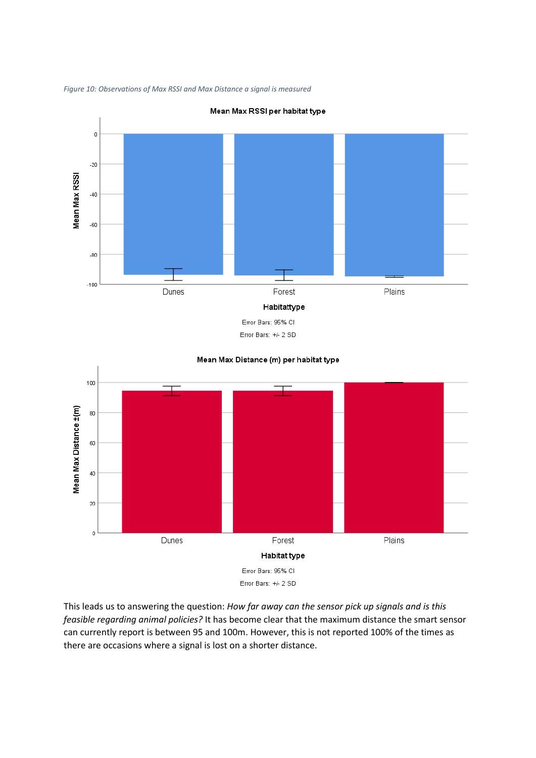*Figure 10: Observations of Max RSSI and Max Distance a signal is measured*

This leads us to answering the question: *How far away can the sensor pick up signals and is this feasible regarding animal policies?* It has become clear that the maximum distance the smart sensor can currently report is between 95 and 100m. However, this is not reported 100% of the times as there are occasions where a signal is lost on a shorter distance.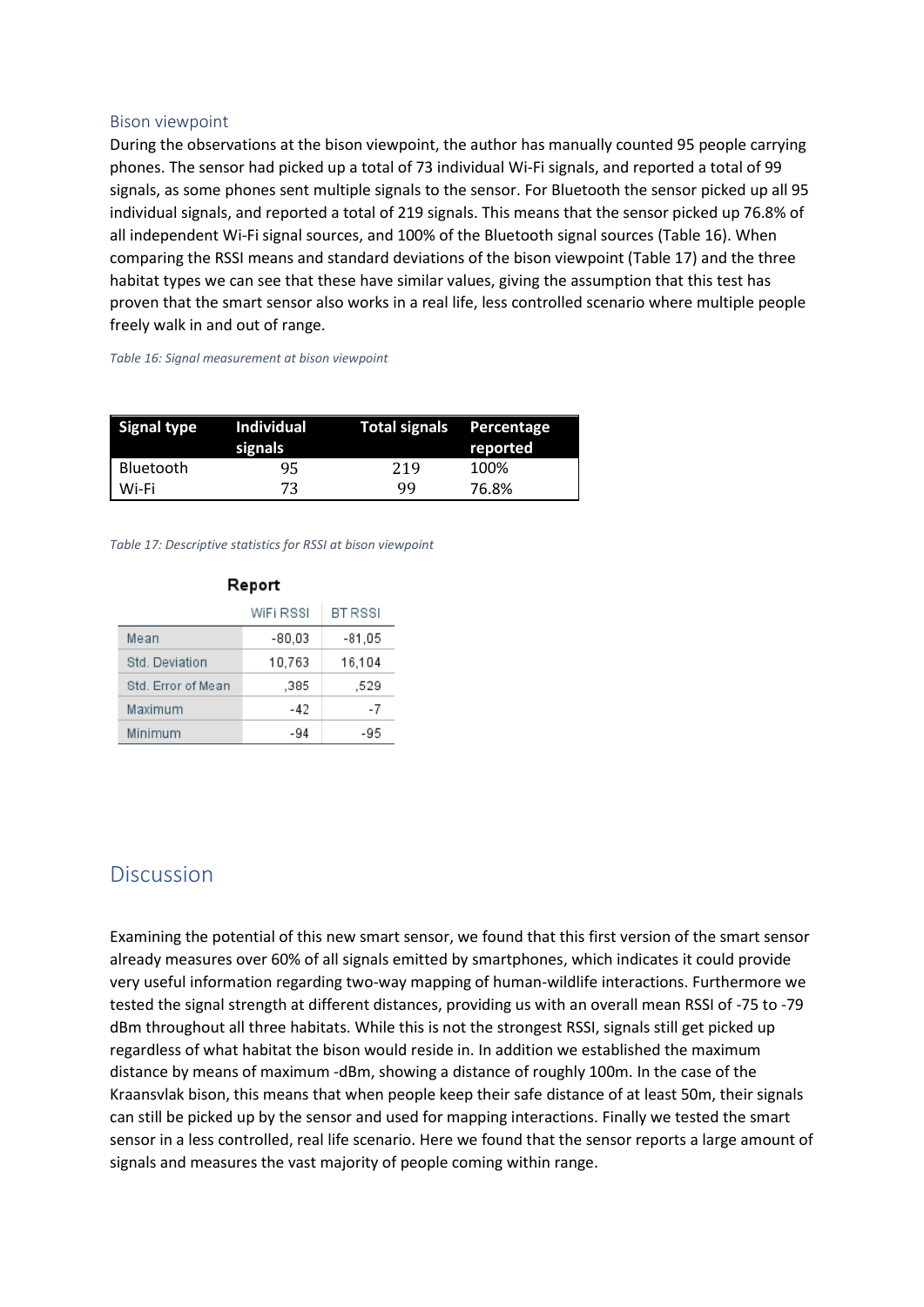### Bison viewpoint

During the observations at the bison viewpoint, the author has manually counted 95 people carrying phones. The sensor had picked up a total of 73 individual Wi-Fi signals, and reported a total of 99 signals, as some phones sent multiple signals to the sensor. For Bluetooth the sensor picked up all 95 individual signals, and reported a total of 219 signals. This means that the sensor picked up 76.8% of all independent Wi-Fi signal sources, and 100% of the Bluetooth signal sources (Table 16). When comparing the RSSI means and standard deviations of the bison viewpoint (Table 17) and the three habitat types we can see that these have similar values, giving the assumption that this test has proven that the smart sensor also works in a real life, less controlled scenario where multiple people freely walk in and out of range.

*Table 16: Signal measurement at bison viewpoint*

| Signal type | Individual signals | Total signals | Percentage reported |
|---|---|---|---|
| Bluetooth | 95 | 219 | 100% |
| Wi-Fi | 73 | 99 | 76.8% |

*Table 17: Descriptive statistics for RSSI at bison viewpoint*

**Report**

| | WiFi RSSI | BT RSSI |
|---|---|---|
| Mean | -80,03 | -81,05 |
| Std. Deviation | 10,763 | 16,104 |
| Std. Error of Mean | ,385 | ,529 |
| Maximum | -42 | -7 |
| Minimum | -94 | -95 |

## Discussion

Examining the potential of this new smart sensor, we found that this first version of the smart sensor already measures over 60% of all signals emitted by smartphones, which indicates it could provide very useful information regarding two-way mapping of human-wildlife interactions. Furthermore we tested the signal strength at different distances, providing us with an overall mean RSSI of -75 to -79 dBm throughout all three habitats. While this is not the strongest RSSI, signals still get picked up regardless of what habitat the bison would reside in. In addition we established the maximum distance by means of maximum -dBm, showing a distance of roughly 100m. In the case of the Kraansvlak bison, this means that when people keep their safe distance of at least 50m, their signals can still be picked up by the sensor and used for mapping interactions. Finally we tested the smart sensor in a less controlled, real life scenario. Here we found that the sensor reports a large amount of signals and measures the vast majority of people coming within range.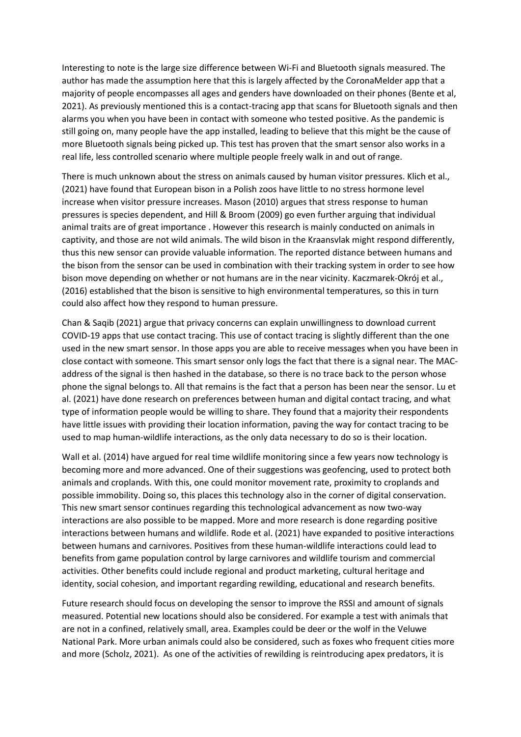Interesting to note is the large size difference between Wi-Fi and Bluetooth signals measured. The author has made the assumption here that this is largely affected by the CoronaMelder app that a majority of people encompasses all ages and genders have downloaded on their phones (Bente et al, 2021). As previously mentioned this is a contact-tracing app that scans for Bluetooth signals and then alarms you when you have been in contact with someone who tested positive. As the pandemic is still going on, many people have the app installed, leading to believe that this might be the cause of more Bluetooth signals being picked up. This test has proven that the smart sensor also works in a real life, less controlled scenario where multiple people freely walk in and out of range.

There is much unknown about the stress on animals caused by human visitor pressures. Klich et al., (2021) have found that European bison in a Polish zoos have little to no stress hormone level increase when visitor pressure increases. Mason (2010) argues that stress response to human pressures is species dependent, and Hill & Broom (2009) go even further arguing that individual animal traits are of great importance . However this research is mainly conducted on animals in captivity, and those are not wild animals. The wild bison in the Kraansvlak might respond differently, thus this new sensor can provide valuable information. The reported distance between humans and the bison from the sensor can be used in combination with their tracking system in order to see how bison move depending on whether or not humans are in the near vicinity. Kaczmarek-Okrój et al., (2016) established that the bison is sensitive to high environmental temperatures, so this in turn could also affect how they respond to human pressure.

Chan & Saqib (2021) argue that privacy concerns can explain unwillingness to download current COVID-19 apps that use contact tracing. This use of contact tracing is slightly different than the one used in the new smart sensor. In those apps you are able to receive messages when you have been in close contact with someone. This smart sensor only logs the fact that there is a signal near. The MAC-address of the signal is then hashed in the database, so there is no trace back to the person whose phone the signal belongs to. All that remains is the fact that a person has been near the sensor. Lu et al. (2021) have done research on preferences between human and digital contact tracing, and what type of information people would be willing to share. They found that a majority their respondents have little issues with providing their location information, paving the way for contact tracing to be used to map human-wildlife interactions, as the only data necessary to do so is their location.

Wall et al. (2014) have argued for real time wildlife monitoring since a few years now technology is becoming more and more advanced. One of their suggestions was geofencing, used to protect both animals and croplands. With this, one could monitor movement rate, proximity to croplands and possible immobility. Doing so, this places this technology also in the corner of digital conservation. This new smart sensor continues regarding this technological advancement as now two-way interactions are also possible to be mapped. More and more research is done regarding positive interactions between humans and wildlife. Rode et al. (2021) have expanded to positive interactions between humans and carnivores. Positives from these human-wildlife interactions could lead to benefits from game population control by large carnivores and wildlife tourism and commercial activities. Other benefits could include regional and product marketing, cultural heritage and identity, social cohesion, and important regarding rewilding, educational and research benefits.

Future research should focus on developing the sensor to improve the RSSI and amount of signals measured. Potential new locations should also be considered. For example a test with animals that are not in a confined, relatively small, area. Examples could be deer or the wolf in the Veluwe National Park. More urban animals could also be considered, such as foxes who frequent cities more and more (Scholz, 2021). As one of the activities of rewilding is reintroducing apex predators, it is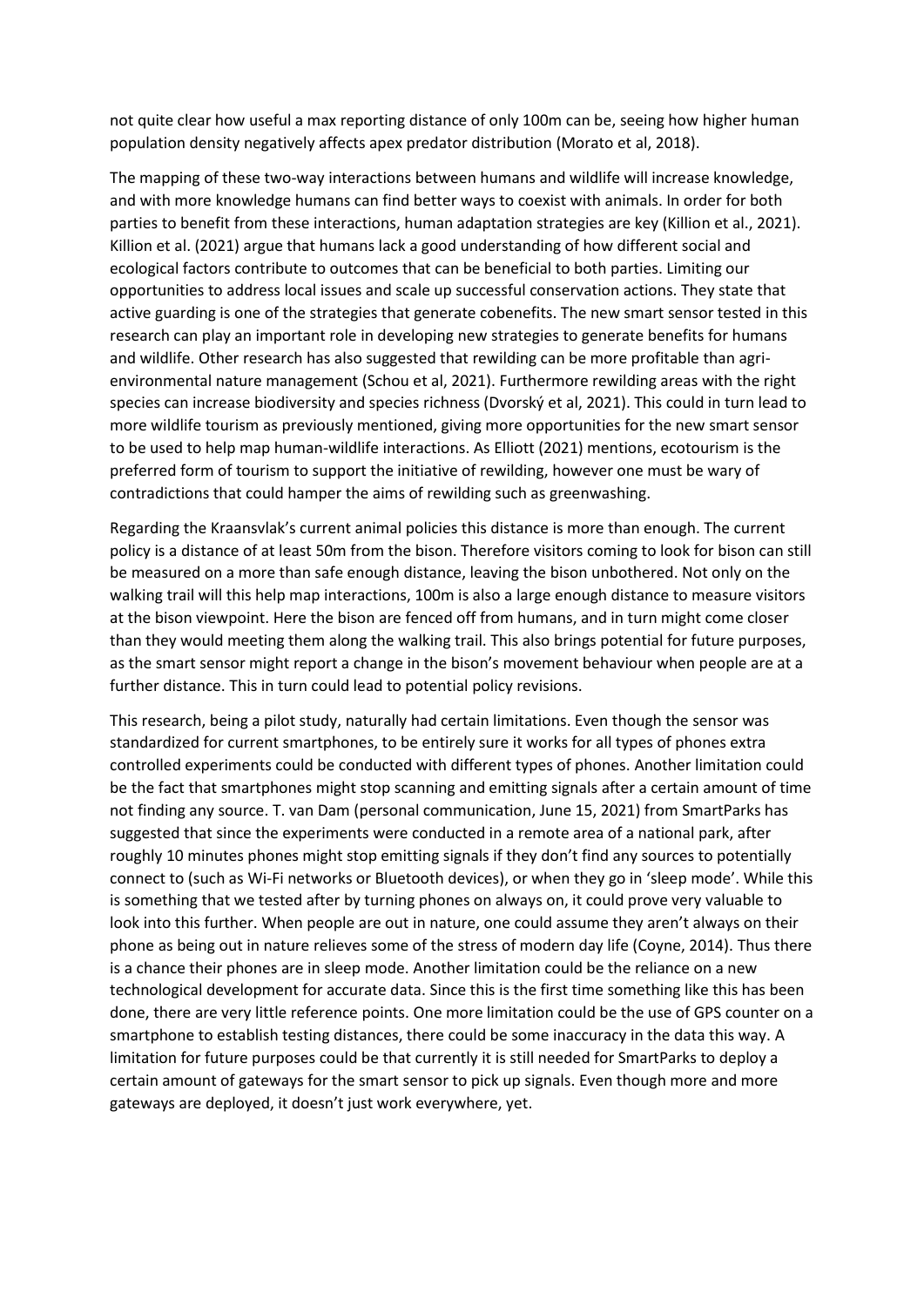not quite clear how useful a max reporting distance of only 100m can be, seeing how higher human population density negatively affects apex predator distribution (Morato et al, 2018).

The mapping of these two-way interactions between humans and wildlife will increase knowledge, and with more knowledge humans can find better ways to coexist with animals. In order for both parties to benefit from these interactions, human adaptation strategies are key (Killion et al., 2021). Killion et al. (2021) argue that humans lack a good understanding of how different social and ecological factors contribute to outcomes that can be beneficial to both parties. Limiting our opportunities to address local issues and scale up successful conservation actions. They state that active guarding is one of the strategies that generate cobenefits. The new smart sensor tested in this research can play an important role in developing new strategies to generate benefits for humans and wildlife. Other research has also suggested that rewilding can be more profitable than agri-environmental nature management (Schou et al, 2021). Furthermore rewilding areas with the right species can increase biodiversity and species richness (Dvorský et al, 2021). This could in turn lead to more wildlife tourism as previously mentioned, giving more opportunities for the new smart sensor to be used to help map human-wildlife interactions. As Elliott (2021) mentions, ecotourism is the preferred form of tourism to support the initiative of rewilding, however one must be wary of contradictions that could hamper the aims of rewilding such as greenwashing.

Regarding the Kraansvlak's current animal policies this distance is more than enough. The current policy is a distance of at least 50m from the bison. Therefore visitors coming to look for bison can still be measured on a more than safe enough distance, leaving the bison unbothered. Not only on the walking trail will this help map interactions, 100m is also a large enough distance to measure visitors at the bison viewpoint. Here the bison are fenced off from humans, and in turn might come closer than they would meeting them along the walking trail. This also brings potential for future purposes, as the smart sensor might report a change in the bison's movement behaviour when people are at a further distance. This in turn could lead to potential policy revisions.

This research, being a pilot study, naturally had certain limitations. Even though the sensor was standardized for current smartphones, to be entirely sure it works for all types of phones extra controlled experiments could be conducted with different types of phones. Another limitation could be the fact that smartphones might stop scanning and emitting signals after a certain amount of time not finding any source. T. van Dam (personal communication, June 15, 2021) from SmartParks has suggested that since the experiments were conducted in a remote area of a national park, after roughly 10 minutes phones might stop emitting signals if they don't find any sources to potentially connect to (such as Wi-Fi networks or Bluetooth devices), or when they go in 'sleep mode'. While this is something that we tested after by turning phones on always on, it could prove very valuable to look into this further. When people are out in nature, one could assume they aren't always on their phone as being out in nature relieves some of the stress of modern day life (Coyne, 2014). Thus there is a chance their phones are in sleep mode. Another limitation could be the reliance on a new technological development for accurate data. Since this is the first time something like this has been done, there are very little reference points. One more limitation could be the use of GPS counter on a smartphone to establish testing distances, there could be some inaccuracy in the data this way. A limitation for future purposes could be that currently it is still needed for SmartParks to deploy a certain amount of gateways for the smart sensor to pick up signals. Even though more and more gateways are deployed, it doesn't just work everywhere, yet.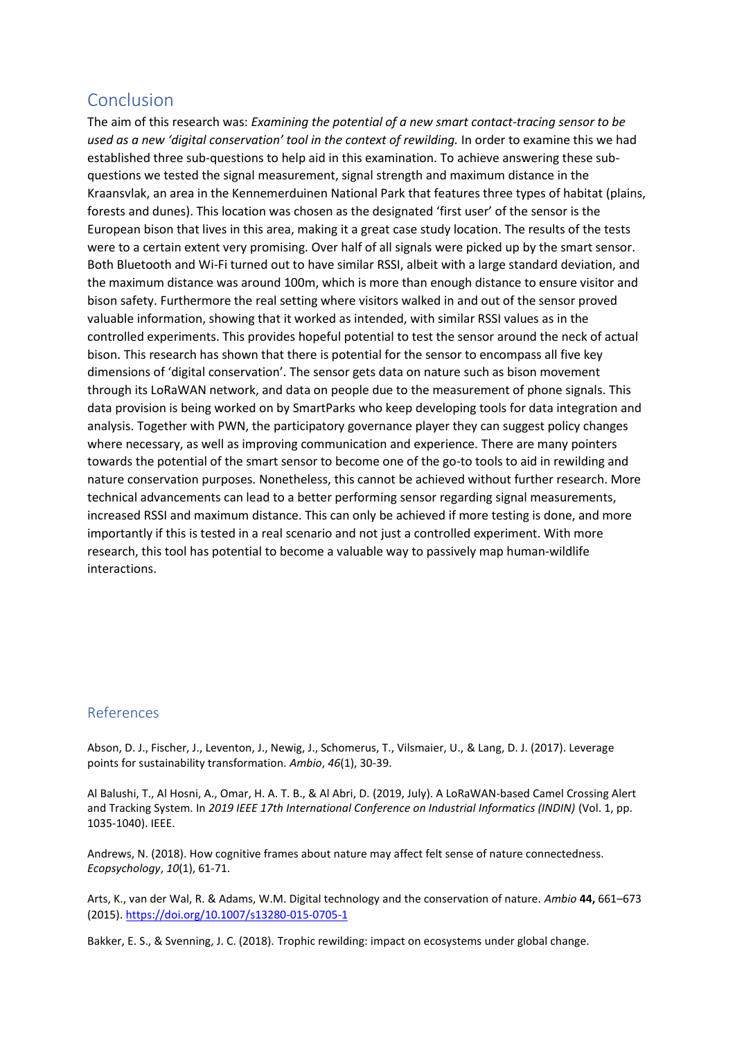## Conclusion

The aim of this research was: *Examining the potential of a new smart contact-tracing sensor to be used as a new 'digital conservation' tool in the context of rewilding.* In order to examine this we had established three sub-questions to help aid in this examination. To achieve answering these sub-questions we tested the signal measurement, signal strength and maximum distance in the Kraansvlak, an area in the Kennemerduinen National Park that features three types of habitat (plains, forests and dunes). This location was chosen as the designated 'first user' of the sensor is the European bison that lives in this area, making it a great case study location. The results of the tests were to a certain extent very promising. Over half of all signals were picked up by the smart sensor. Both Bluetooth and Wi-Fi turned out to have similar RSSI, albeit with a large standard deviation, and the maximum distance was around 100m, which is more than enough distance to ensure visitor and bison safety. Furthermore the real setting where visitors walked in and out of the sensor proved valuable information, showing that it worked as intended, with similar RSSI values as in the controlled experiments. This provides hopeful potential to test the sensor around the neck of actual bison. This research has shown that there is potential for the sensor to encompass all five key dimensions of 'digital conservation'. The sensor gets data on nature such as bison movement through its LoRaWAN network, and data on people due to the measurement of phone signals. This data provision is being worked on by SmartParks who keep developing tools for data integration and analysis. Together with PWN, the participatory governance player they can suggest policy changes where necessary, as well as improving communication and experience. There are many pointers towards the potential of the smart sensor to become one of the go-to tools to aid in rewilding and nature conservation purposes. Nonetheless, this cannot be achieved without further research. More technical advancements can lead to a better performing sensor regarding signal measurements, increased RSSI and maximum distance. This can only be achieved if more testing is done, and more importantly if this is tested in a real scenario and not just a controlled experiment. With more research, this tool has potential to become a valuable way to passively map human-wildlife interactions.

## References

Abson, D. J., Fischer, J., Leventon, J., Newig, J., Schomerus, T., Vilsmaier, U., & Lang, D. J. (2017). Leverage points for sustainability transformation. *Ambio*, *46*(1), 30-39.

Al Balushi, T., Al Hosni, A., Omar, H. A. T. B., & Al Abri, D. (2019, July). A LoRaWAN-based Camel Crossing Alert and Tracking System. In *2019 IEEE 17th International Conference on Industrial Informatics (INDIN)* (Vol. 1, pp. 1035-1040). IEEE.

Andrews, N. (2018). How cognitive frames about nature may affect felt sense of nature connectedness. *Ecopsychology*, *10*(1), 61-71.

Arts, K., van der Wal, R. & Adams, W.M. Digital technology and the conservation of nature. *Ambio* **44,** 661–673 (2015). https://doi.org/10.1007/s13280-015-0705-1

Bakker, E. S., & Svenning, J. C. (2018). Trophic rewilding: impact on ecosystems under global change.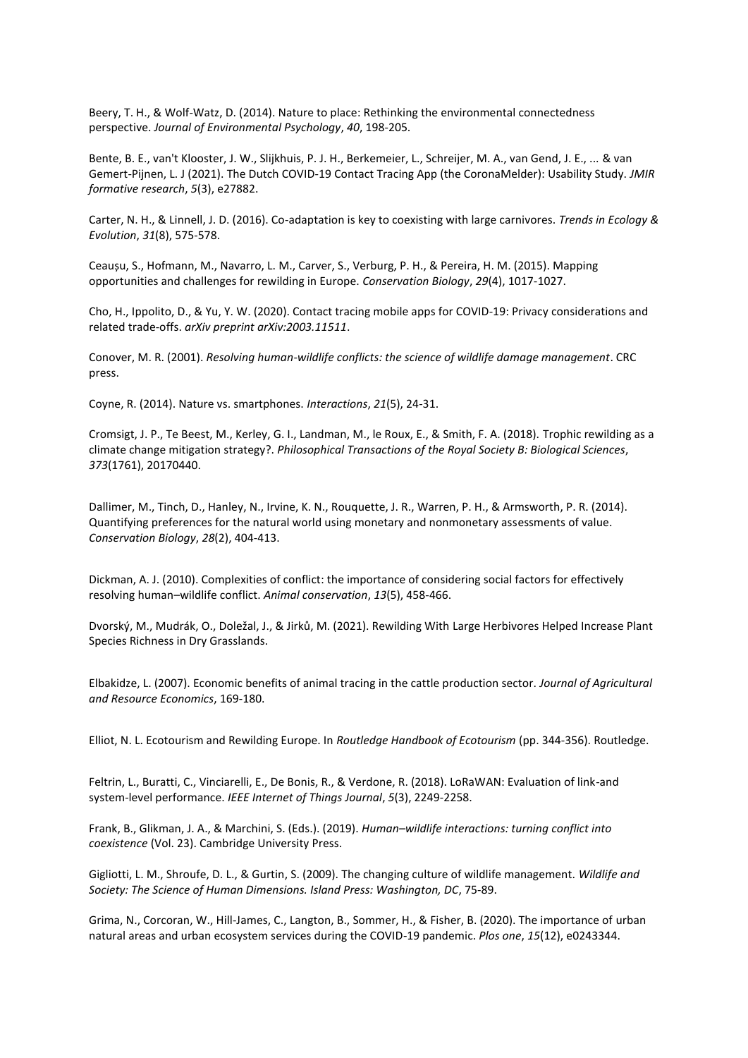Beery, T. H., & Wolf-Watz, D. (2014). Nature to place: Rethinking the environmental connectedness perspective. *Journal of Environmental Psychology*, *40*, 198-205.

Bente, B. E., van't Klooster, J. W., Slijkhuis, P. J. H., Berkemeier, L., Schreijer, M. A., van Gend, J. E., ... & van Gemert-Pijnen, L. J (2021). The Dutch COVID-19 Contact Tracing App (the CoronaMelder): Usability Study. *JMIR formative research*, *5*(3), e27882.

Carter, N. H., & Linnell, J. D. (2016). Co-adaptation is key to coexisting with large carnivores. *Trends in Ecology & Evolution*, *31*(8), 575-578.

Ceaușu, S., Hofmann, M., Navarro, L. M., Carver, S., Verburg, P. H., & Pereira, H. M. (2015). Mapping opportunities and challenges for rewilding in Europe. *Conservation Biology*, *29*(4), 1017-1027.

Cho, H., Ippolito, D., & Yu, Y. W. (2020). Contact tracing mobile apps for COVID-19: Privacy considerations and related trade-offs. *arXiv preprint arXiv:2003.11511*.

Conover, M. R. (2001). *Resolving human-wildlife conflicts: the science of wildlife damage management*. CRC press.

Coyne, R. (2014). Nature vs. smartphones. *Interactions*, *21*(5), 24-31.

Cromsigt, J. P., Te Beest, M., Kerley, G. I., Landman, M., le Roux, E., & Smith, F. A. (2018). Trophic rewilding as a climate change mitigation strategy?. *Philosophical Transactions of the Royal Society B: Biological Sciences*, *373*(1761), 20170440.

Dallimer, M., Tinch, D., Hanley, N., Irvine, K. N., Rouquette, J. R., Warren, P. H., & Armsworth, P. R. (2014). Quantifying preferences for the natural world using monetary and nonmonetary assessments of value. *Conservation Biology*, *28*(2), 404-413.

Dickman, A. J. (2010). Complexities of conflict: the importance of considering social factors for effectively resolving human–wildlife conflict. *Animal conservation*, *13*(5), 458-466.

Dvorský, M., Mudrák, O., Doležal, J., & Jirků, M. (2021). Rewilding With Large Herbivores Helped Increase Plant Species Richness in Dry Grasslands.

Elbakidze, L. (2007). Economic benefits of animal tracing in the cattle production sector. *Journal of Agricultural and Resource Economics*, 169-180.

Elliot, N. L. Ecotourism and Rewilding Europe. In *Routledge Handbook of Ecotourism* (pp. 344-356). Routledge.

Feltrin, L., Buratti, C., Vinciarelli, E., De Bonis, R., & Verdone, R. (2018). LoRaWAN: Evaluation of link-and system-level performance. *IEEE Internet of Things Journal*, *5*(3), 2249-2258.

Frank, B., Glikman, J. A., & Marchini, S. (Eds.). (2019). *Human–wildlife interactions: turning conflict into coexistence* (Vol. 23). Cambridge University Press.

Gigliotti, L. M., Shroufe, D. L., & Gurtin, S. (2009). The changing culture of wildlife management. *Wildlife and Society: The Science of Human Dimensions. Island Press: Washington, DC*, 75-89.

Grima, N., Corcoran, W., Hill-James, C., Langton, B., Sommer, H., & Fisher, B. (2020). The importance of urban natural areas and urban ecosystem services during the COVID-19 pandemic. *Plos one*, *15*(12), e0243344.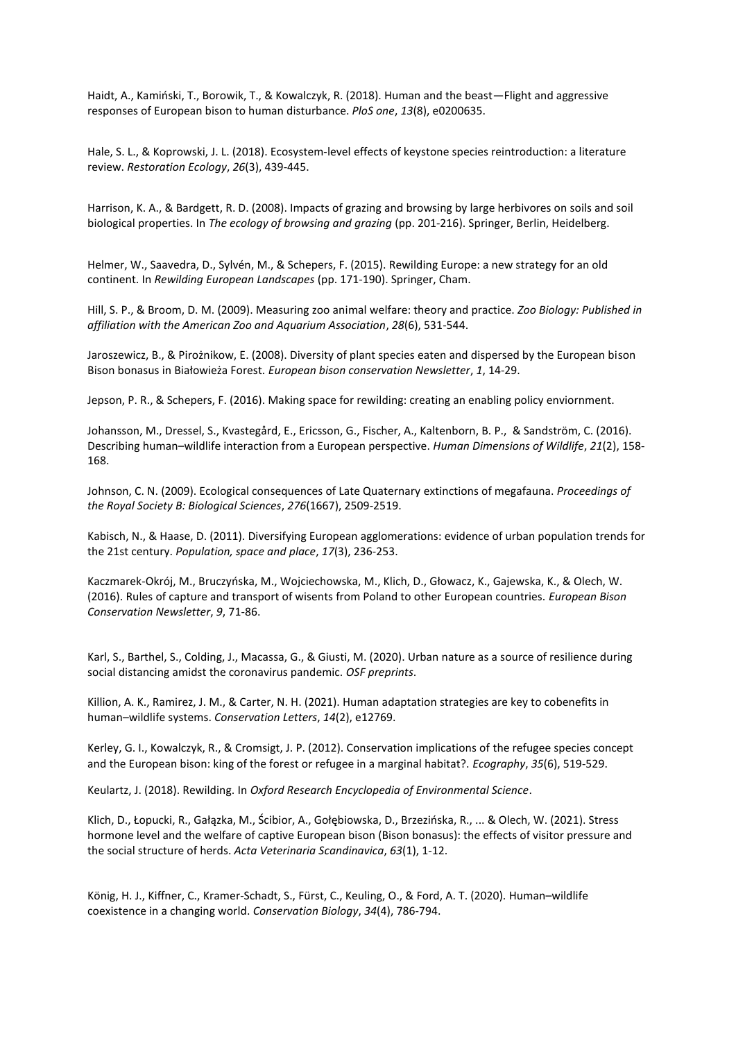Haidt, A., Kamiński, T., Borowik, T., & Kowalczyk, R. (2018). Human and the beast—Flight and aggressive responses of European bison to human disturbance. *PloS one*, *13*(8), e0200635.

Hale, S. L., & Koprowski, J. L. (2018). Ecosystem-level effects of keystone species reintroduction: a literature review. *Restoration Ecology*, *26*(3), 439-445.

Harrison, K. A., & Bardgett, R. D. (2008). Impacts of grazing and browsing by large herbivores on soils and soil biological properties. In *The ecology of browsing and grazing* (pp. 201-216). Springer, Berlin, Heidelberg.

Helmer, W., Saavedra, D., Sylvén, M., & Schepers, F. (2015). Rewilding Europe: a new strategy for an old continent. In *Rewilding European Landscapes* (pp. 171-190). Springer, Cham.

Hill, S. P., & Broom, D. M. (2009). Measuring zoo animal welfare: theory and practice. *Zoo Biology: Published in affiliation with the American Zoo and Aquarium Association*, *28*(6), 531-544.

Jaroszewicz, B., & Pirożnikow, E. (2008). Diversity of plant species eaten and dispersed by the European bison Bison bonasus in Białowieża Forest. *European bison conservation Newsletter*, *1*, 14-29.

Jepson, P. R., & Schepers, F. (2016). Making space for rewilding: creating an enabling policy enviornment.

Johansson, M., Dressel, S., Kvastegård, E., Ericsson, G., Fischer, A., Kaltenborn, B. P., & Sandström, C. (2016). Describing human–wildlife interaction from a European perspective. *Human Dimensions of Wildlife*, *21*(2), 158-168.

Johnson, C. N. (2009). Ecological consequences of Late Quaternary extinctions of megafauna. *Proceedings of the Royal Society B: Biological Sciences*, *276*(1667), 2509-2519.

Kabisch, N., & Haase, D. (2011). Diversifying European agglomerations: evidence of urban population trends for the 21st century. *Population, space and place*, *17*(3), 236-253.

Kaczmarek-Okrój, M., Bruczyńska, M., Wojciechowska, M., Klich, D., Głowacz, K., Gajewska, K., & Olech, W. (2016). Rules of capture and transport of wisents from Poland to other European countries. *European Bison Conservation Newsletter*, *9*, 71-86.

Karl, S., Barthel, S., Colding, J., Macassa, G., & Giusti, M. (2020). Urban nature as a source of resilience during social distancing amidst the coronavirus pandemic. *OSF preprints*.

Killion, A. K., Ramirez, J. M., & Carter, N. H. (2021). Human adaptation strategies are key to cobenefits in human–wildlife systems. *Conservation Letters*, *14*(2), e12769.

Kerley, G. I., Kowalczyk, R., & Cromsigt, J. P. (2012). Conservation implications of the refugee species concept and the European bison: king of the forest or refugee in a marginal habitat?. *Ecography*, *35*(6), 519-529.

Keulartz, J. (2018). Rewilding. In *Oxford Research Encyclopedia of Environmental Science*.

Klich, D., Łopucki, R., Gałązka, M., Ścibior, A., Gołębiowska, D., Brzezińska, R., ... & Olech, W. (2021). Stress hormone level and the welfare of captive European bison (Bison bonasus): the effects of visitor pressure and the social structure of herds. *Acta Veterinaria Scandinavica*, *63*(1), 1-12.

König, H. J., Kiffner, C., Kramer-Schadt, S., Fürst, C., Keuling, O., & Ford, A. T. (2020). Human–wildlife coexistence in a changing world. *Conservation Biology*, *34*(4), 786-794.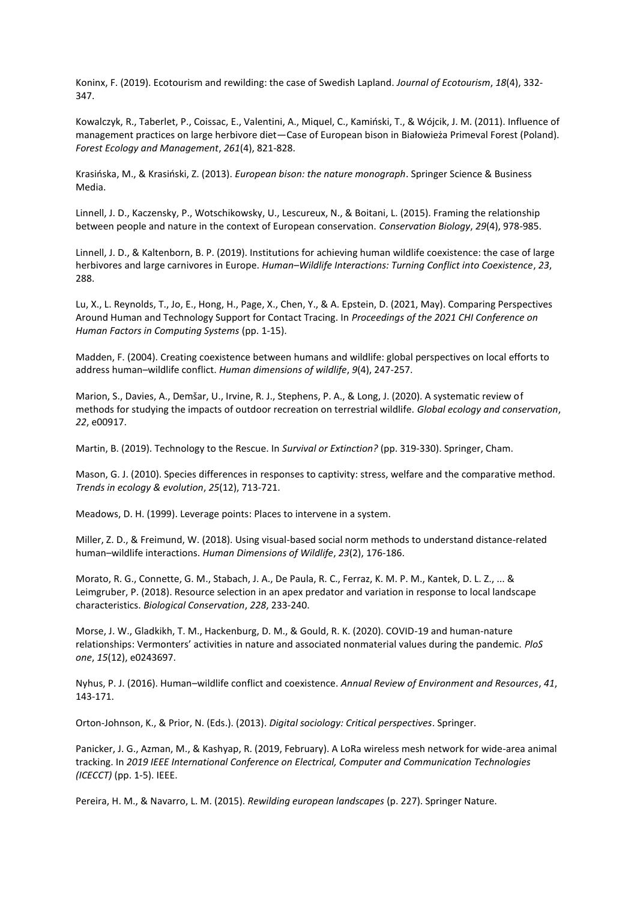Koninx, F. (2019). Ecotourism and rewilding: the case of Swedish Lapland. *Journal of Ecotourism*, *18*(4), 332-347.

Kowalczyk, R., Taberlet, P., Coissac, E., Valentini, A., Miquel, C., Kamiński, T., & Wójcik, J. M. (2011). Influence of management practices on large herbivore diet—Case of European bison in Białowieża Primeval Forest (Poland). *Forest Ecology and Management*, *261*(4), 821-828.

Krasińska, M., & Krasiński, Z. (2013). *European bison: the nature monograph*. Springer Science & Business Media.

Linnell, J. D., Kaczensky, P., Wotschikowsky, U., Lescureux, N., & Boitani, L. (2015). Framing the relationship between people and nature in the context of European conservation. *Conservation Biology*, *29*(4), 978-985.

Linnell, J. D., & Kaltenborn, B. P. (2019). Institutions for achieving human wildlife coexistence: the case of large herbivores and large carnivores in Europe. *Human–Wildlife Interactions: Turning Conflict into Coexistence*, *23*, 288.

Lu, X., L. Reynolds, T., Jo, E., Hong, H., Page, X., Chen, Y., & A. Epstein, D. (2021, May). Comparing Perspectives Around Human and Technology Support for Contact Tracing. In *Proceedings of the 2021 CHI Conference on Human Factors in Computing Systems* (pp. 1-15).

Madden, F. (2004). Creating coexistence between humans and wildlife: global perspectives on local efforts to address human–wildlife conflict. *Human dimensions of wildlife*, *9*(4), 247-257.

Marion, S., Davies, A., Demšar, U., Irvine, R. J., Stephens, P. A., & Long, J. (2020). A systematic review of methods for studying the impacts of outdoor recreation on terrestrial wildlife. *Global ecology and conservation*, *22*, e00917.

Martin, B. (2019). Technology to the Rescue. In *Survival or Extinction?* (pp. 319-330). Springer, Cham.

Mason, G. J. (2010). Species differences in responses to captivity: stress, welfare and the comparative method. *Trends in ecology & evolution*, *25*(12), 713-721.

Meadows, D. H. (1999). Leverage points: Places to intervene in a system.

Miller, Z. D., & Freimund, W. (2018). Using visual-based social norm methods to understand distance-related human–wildlife interactions. *Human Dimensions of Wildlife*, *23*(2), 176-186.

Morato, R. G., Connette, G. M., Stabach, J. A., De Paula, R. C., Ferraz, K. M. P. M., Kantek, D. L. Z., ... & Leimgruber, P. (2018). Resource selection in an apex predator and variation in response to local landscape characteristics. *Biological Conservation*, *228*, 233-240.

Morse, J. W., Gladkikh, T. M., Hackenburg, D. M., & Gould, R. K. (2020). COVID-19 and human-nature relationships: Vermonters' activities in nature and associated nonmaterial values during the pandemic. *PloS one*, *15*(12), e0243697.

Nyhus, P. J. (2016). Human–wildlife conflict and coexistence. *Annual Review of Environment and Resources*, *41*, 143-171.

Orton-Johnson, K., & Prior, N. (Eds.). (2013). *Digital sociology: Critical perspectives*. Springer.

Panicker, J. G., Azman, M., & Kashyap, R. (2019, February). A LoRa wireless mesh network for wide-area animal tracking. In *2019 IEEE International Conference on Electrical, Computer and Communication Technologies (ICECCT)* (pp. 1-5). IEEE.

Pereira, H. M., & Navarro, L. M. (2015). *Rewilding european landscapes* (p. 227). Springer Nature.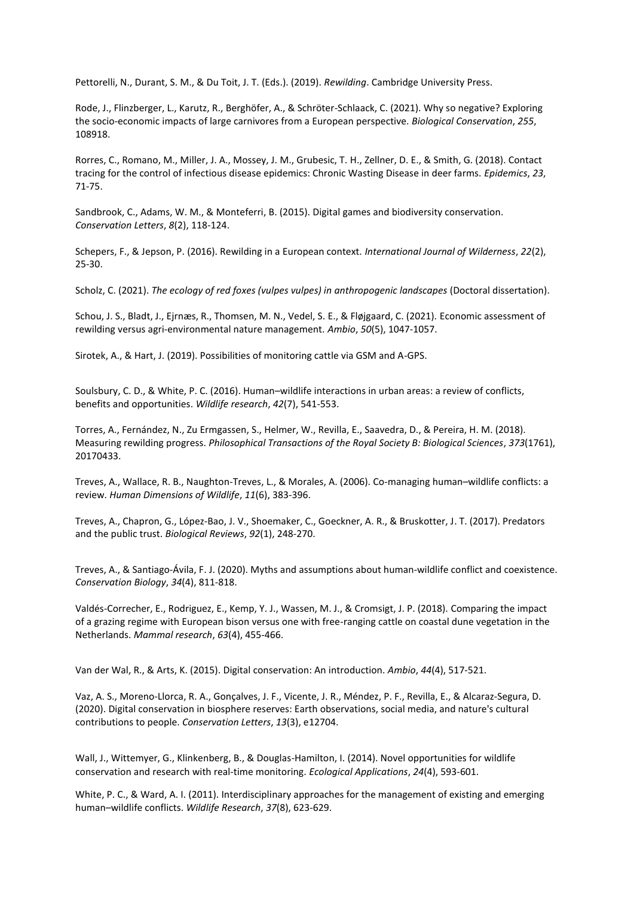Pettorelli, N., Durant, S. M., & Du Toit, J. T. (Eds.). (2019). *Rewilding*. Cambridge University Press.

Rode, J., Flinzberger, L., Karutz, R., Berghöfer, A., & Schröter-Schlaack, C. (2021). Why so negative? Exploring the socio-economic impacts of large carnivores from a European perspective. *Biological Conservation*, *255*, 108918.

Rorres, C., Romano, M., Miller, J. A., Mossey, J. M., Grubesic, T. H., Zellner, D. E., & Smith, G. (2018). Contact tracing for the control of infectious disease epidemics: Chronic Wasting Disease in deer farms. *Epidemics*, *23*, 71-75.

Sandbrook, C., Adams, W. M., & Monteferri, B. (2015). Digital games and biodiversity conservation. *Conservation Letters*, *8*(2), 118-124.

Schepers, F., & Jepson, P. (2016). Rewilding in a European context. *International Journal of Wilderness*, *22*(2), 25-30.

Scholz, C. (2021). *The ecology of red foxes (vulpes vulpes) in anthropogenic landscapes* (Doctoral dissertation).

Schou, J. S., Bladt, J., Ejrnæs, R., Thomsen, M. N., Vedel, S. E., & Fløjgaard, C. (2021). Economic assessment of rewilding versus agri-environmental nature management. *Ambio*, *50*(5), 1047-1057.

Sirotek, A., & Hart, J. (2019). Possibilities of monitoring cattle via GSM and A-GPS.

Soulsbury, C. D., & White, P. C. (2016). Human–wildlife interactions in urban areas: a review of conflicts, benefits and opportunities. *Wildlife research*, *42*(7), 541-553.

Torres, A., Fernández, N., Zu Ermgassen, S., Helmer, W., Revilla, E., Saavedra, D., & Pereira, H. M. (2018). Measuring rewilding progress. *Philosophical Transactions of the Royal Society B: Biological Sciences*, *373*(1761), 20170433.

Treves, A., Wallace, R. B., Naughton-Treves, L., & Morales, A. (2006). Co-managing human–wildlife conflicts: a review. *Human Dimensions of Wildlife*, *11*(6), 383-396.

Treves, A., Chapron, G., López-Bao, J. V., Shoemaker, C., Goeckner, A. R., & Bruskotter, J. T. (2017). Predators and the public trust. *Biological Reviews*, *92*(1), 248-270.

Treves, A., & Santiago-Ávila, F. J. (2020). Myths and assumptions about human-wildlife conflict and coexistence. *Conservation Biology*, *34*(4), 811-818.

Valdés-Correcher, E., Rodriguez, E., Kemp, Y. J., Wassen, M. J., & Cromsigt, J. P. (2018). Comparing the impact of a grazing regime with European bison versus one with free-ranging cattle on coastal dune vegetation in the Netherlands. *Mammal research*, *63*(4), 455-466.

Van der Wal, R., & Arts, K. (2015). Digital conservation: An introduction. *Ambio*, *44*(4), 517-521.

Vaz, A. S., Moreno-Llorca, R. A., Gonçalves, J. F., Vicente, J. R., Méndez, P. F., Revilla, E., & Alcaraz-Segura, D. (2020). Digital conservation in biosphere reserves: Earth observations, social media, and nature's cultural contributions to people. *Conservation Letters*, *13*(3), e12704.

Wall, J., Wittemyer, G., Klinkenberg, B., & Douglas-Hamilton, I. (2014). Novel opportunities for wildlife conservation and research with real-time monitoring. *Ecological Applications*, *24*(4), 593-601.

White, P. C., & Ward, A. I. (2011). Interdisciplinary approaches for the management of existing and emerging human–wildlife conflicts. *Wildlife Research*, *37*(8), 623-629.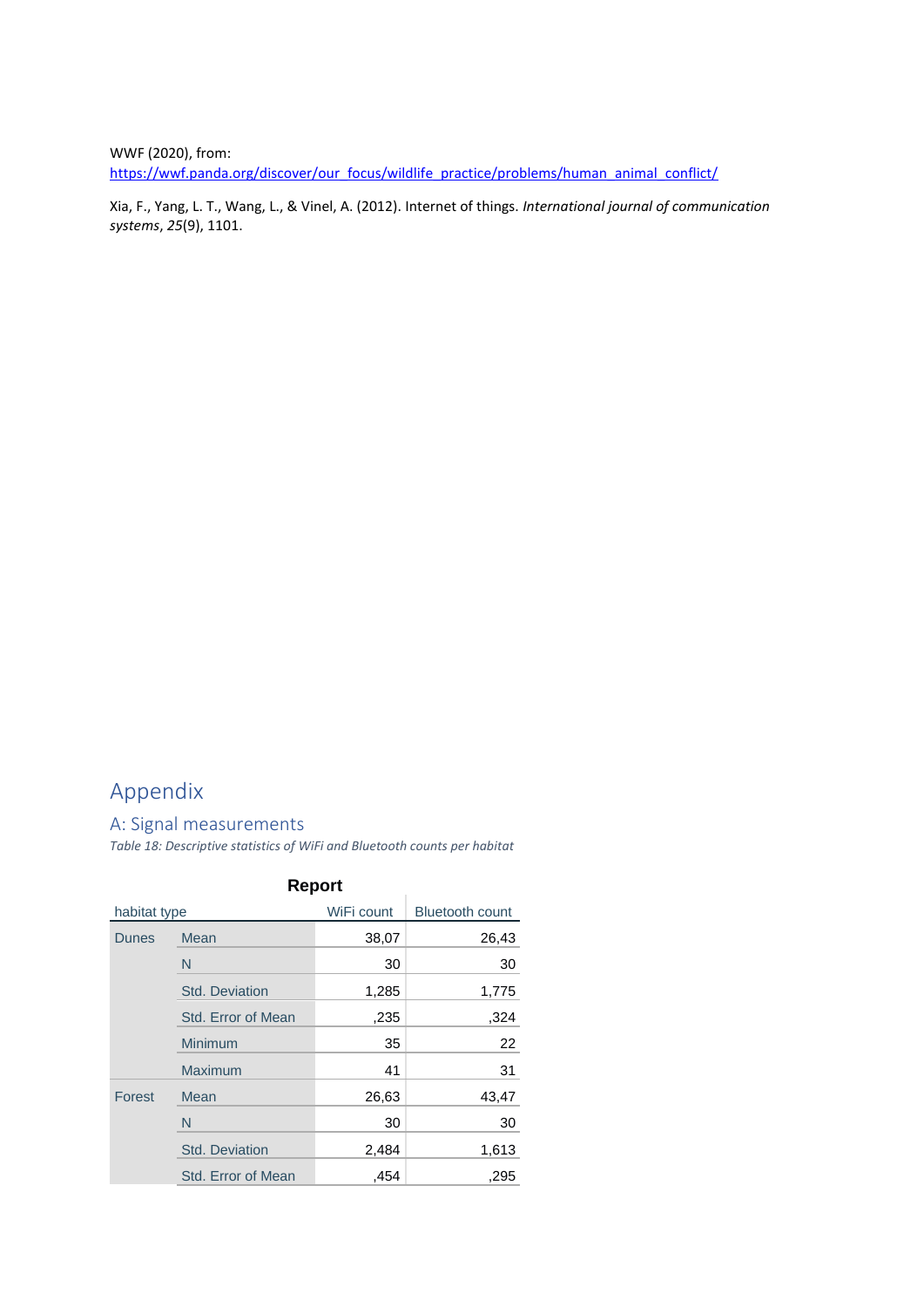WWF (2020), from: [https://wwf.panda.org/discover/our_focus/wildlife_practice/problems/human_animal_conflict/](https://wwf.panda.org/discover/our_focus/wildlife_practice/problems/human_animal_conflict/)

Xia, F., Yang, L. T., Wang, L., & Vinel, A. (2012). Internet of things. *International journal of communication systems*, *25*(9), 1101.

# Appendix

## A: Signal measurements

*Table 18: Descriptive statistics of WiFi and Bluetooth counts per habitat*

**Report**

| habitat type | | WiFi count | Bluetooth count |
|---|---|---|---|
| Dunes | Mean | 38,07 | 26,43 |
| | N | 30 | 30 |
| | Std. Deviation | 1,285 | 1,775 |
| | Std. Error of Mean | ,235 | ,324 |
| | Minimum | 35 | 22 |
| | Maximum | 41 | 31 |
| Forest | Mean | 26,63 | 43,47 |
| | N | 30 | 30 |
| | Std. Deviation | 2,484 | 1,613 |
| | Std. Error of Mean | ,454 | ,295 |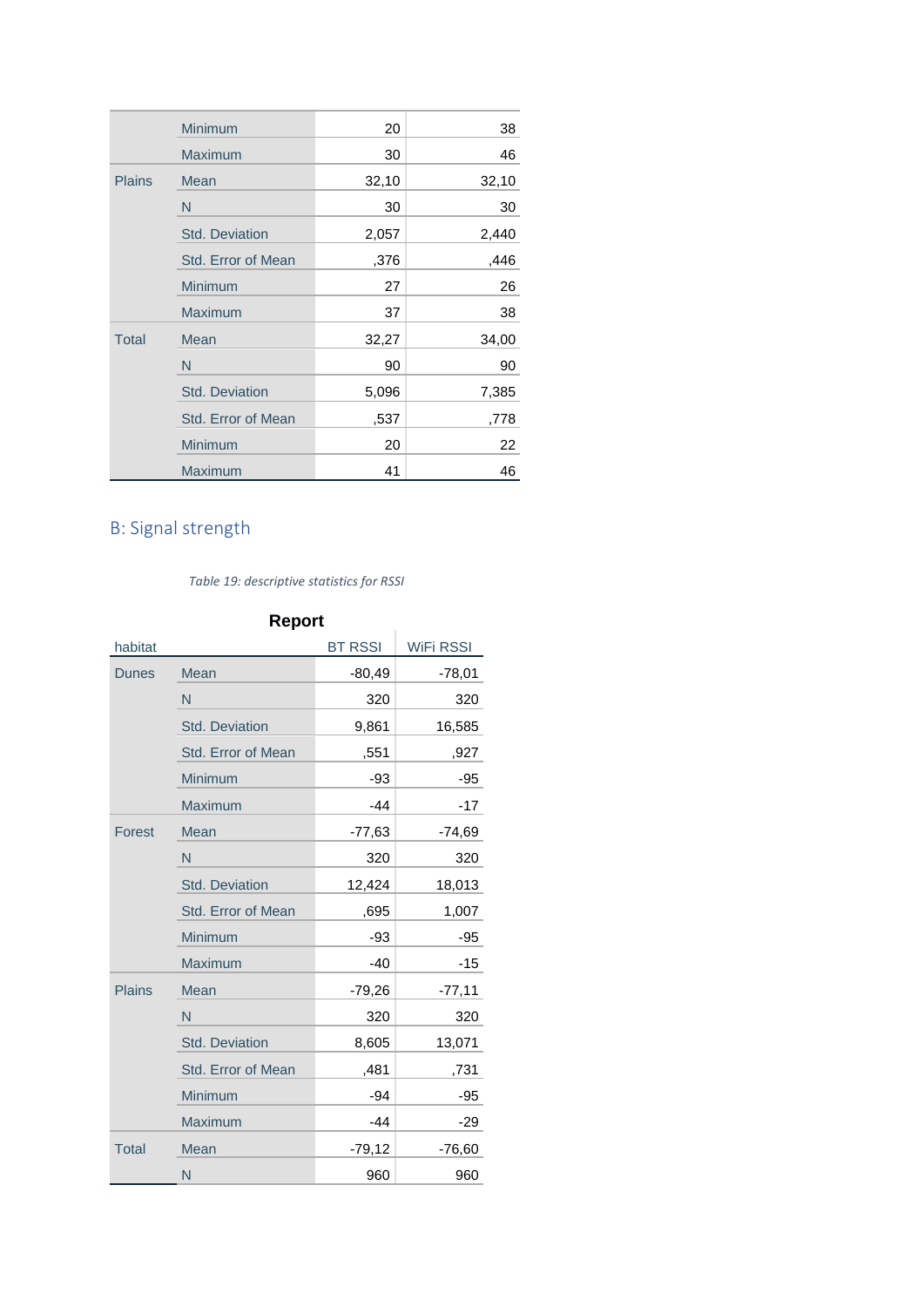| | | | |
|---|---|---|---|
| | Minimum | 20 | 38 |
| | Maximum | 30 | 46 |
| Plains | Mean | 32,10 | 32,10 |
| | N | 30 | 30 |
| | Std. Deviation | 2,057 | 2,440 |
| | Std. Error of Mean | ,376 | ,446 |
| | Minimum | 27 | 26 |
| | Maximum | 37 | 38 |
| Total | Mean | 32,27 | 34,00 |
| | N | 90 | 90 |
| | Std. Deviation | 5,096 | 7,385 |
| | Std. Error of Mean | ,537 | ,778 |
| | Minimum | 20 | 22 |
| | Maximum | 41 | 46 |

## B: Signal strength

*Table 19: descriptive statistics for RSSI*

**Report**

| habitat | | BT RSSI | WiFi RSSI |
|---|---|---|---|
| Dunes | Mean | -80,49 | -78,01 |
| | N | 320 | 320 |
| | Std. Deviation | 9,861 | 16,585 |
| | Std. Error of Mean | ,551 | ,927 |
| | Minimum | -93 | -95 |
| | Maximum | -44 | -17 |
| Forest | Mean | -77,63 | -74,69 |
| | N | 320 | 320 |
| | Std. Deviation | 12,424 | 18,013 |
| | Std. Error of Mean | ,695 | 1,007 |
| | Minimum | -93 | -95 |
| | Maximum | -40 | -15 |
| Plains | Mean | -79,26 | -77,11 |
| | N | 320 | 320 |
| | Std. Deviation | 8,605 | 13,071 |
| | Std. Error of Mean | ,481 | ,731 |
| | Minimum | -94 | -95 |
| | Maximum | -44 | -29 |
| Total | Mean | -79,12 | -76,60 |
| | N | 960 | 960 |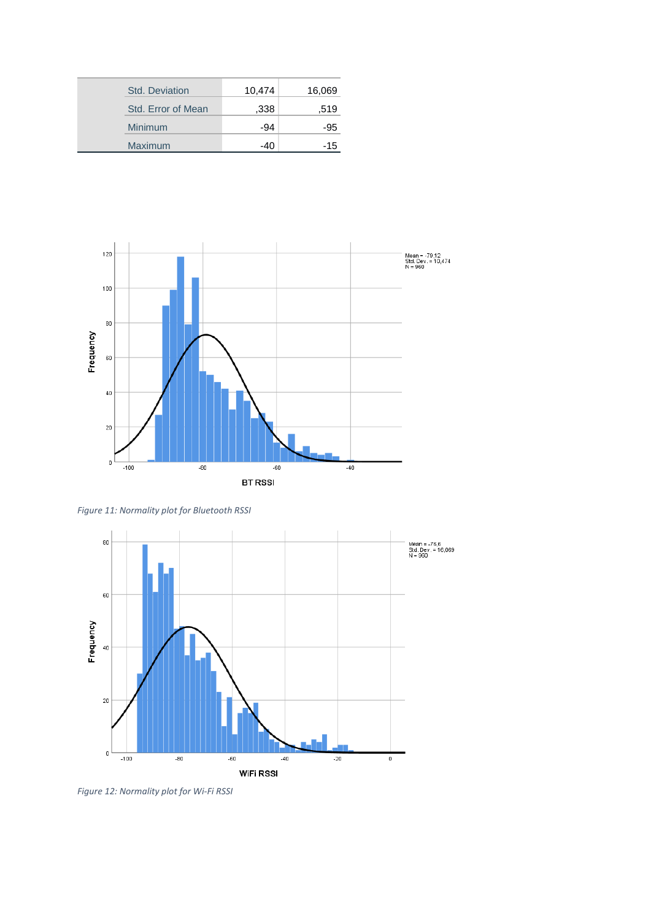| | | |
|---|---|---|
| Std. Deviation | 10,474 | 16,069 |
| Std. Error of Mean | ,338 | ,519 |
| Minimum | -94 | -95 |
| Maximum | -40 | -15 |

*Figure 11: Normality plot for Bluetooth RSSI*

*Figure 12: Normality plot for Wi-Fi RSSI*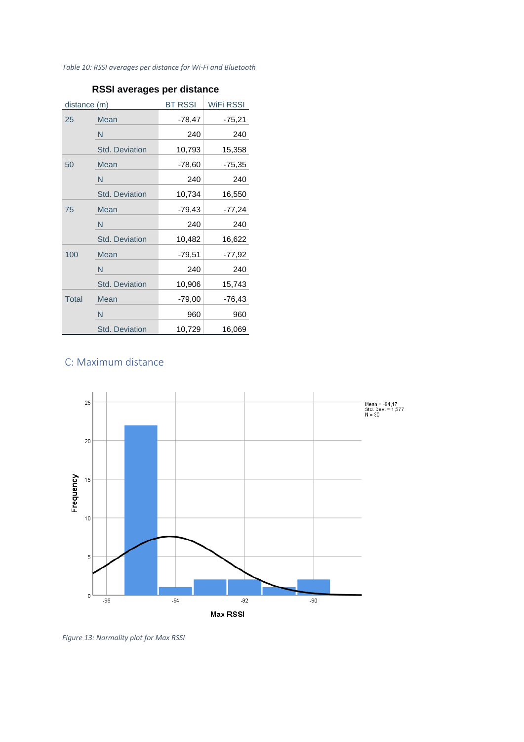*Table 10: RSSI averages per distance for Wi-Fi and Bluetooth*

**RSSI averages per distance**

| distance (m) | | BT RSSI | WiFi RSSI |
|---|---|---|---|
| 25 | Mean | -78,47 | -75,21 |
| | N | 240 | 240 |
| | Std. Deviation | 10,793 | 15,358 |
| 50 | Mean | -78,60 | -75,35 |
| | N | 240 | 240 |
| | Std. Deviation | 10,734 | 16,550 |
| 75 | Mean | -79,43 | -77,24 |
| | N | 240 | 240 |
| | Std. Deviation | 10,482 | 16,622 |
| 100 | Mean | -79,51 | -77,92 |
| | N | 240 | 240 |
| | Std. Deviation | 10,906 | 15,743 |
| Total | Mean | -79,00 | -76,43 |
| | N | 960 | 960 |
| | Std. Deviation | 10,729 | 16,069 |

## C: Maximum distance

*Figure 13: Normality plot for Max RSSI*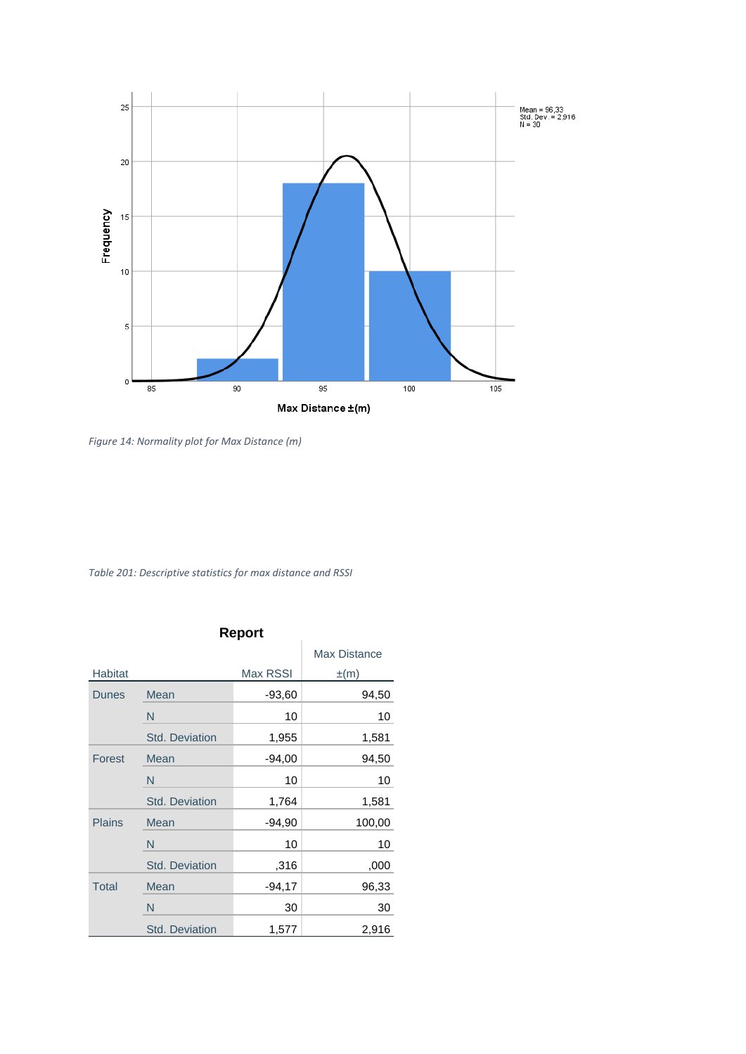Figure 14: Normality plot for Max Distance (m)

Table 201: Descriptive statistics for max distance and RSSI

**Report**

| Habitat | | Max RSSI | Max Distance ±(m) |
|---|---|---|---|
| Dunes | Mean | -93,60 | 94,50 |
| | N | 10 | 10 |
| | Std. Deviation | 1,955 | 1,581 |
| Forest | Mean | -94,00 | 94,50 |
| | N | 10 | 10 |
| | Std. Deviation | 1,764 | 1,581 |
| Plains | Mean | -94,90 | 100,00 |
| | N | 10 | 10 |
| | Std. Deviation | ,316 | ,000 |
| Total | Mean | -94,17 | 96,33 |
| | N | 30 | 30 |
| | Std. Deviation | 1,577 | 2,916 |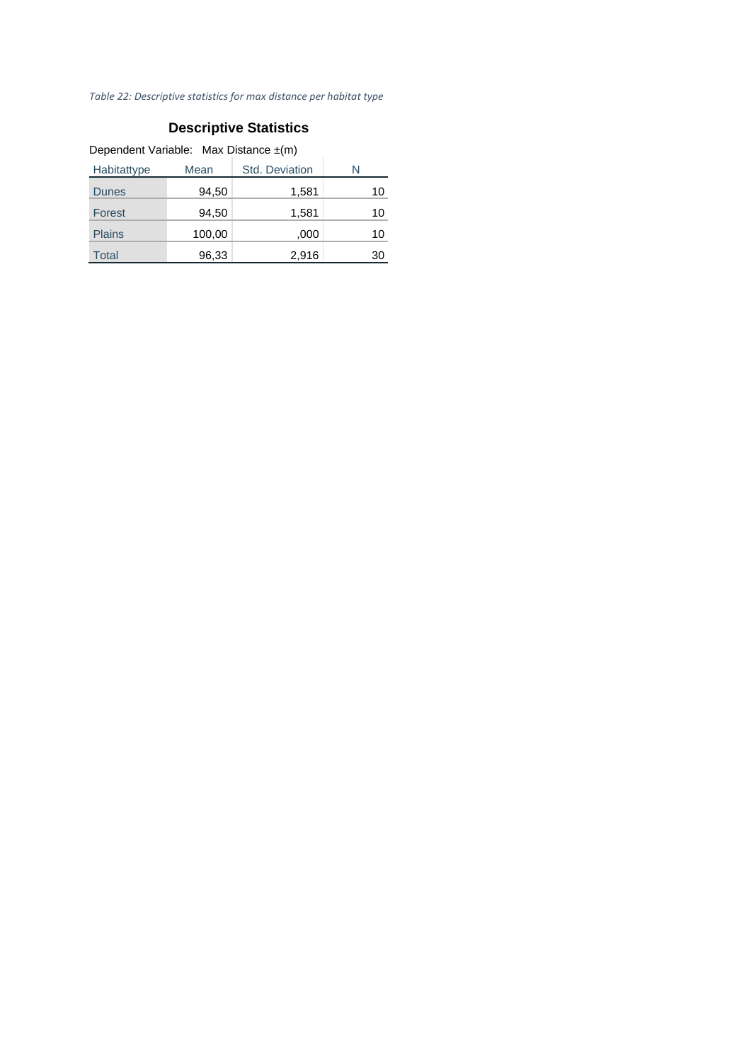*Table 22: Descriptive statistics for max distance per habitat type*

**Descriptive Statistics**

Dependent Variable: Max Distance ±(m)

| Habitattype | Mean | Std. Deviation | N |
|---|---|---|---|
| Dunes | 94,50 | 1,581 | 10 |
| Forest | 94,50 | 1,581 | 10 |
| Plains | 100,00 | ,000 | 10 |
| Total | 96,33 | 2,916 | 30 |